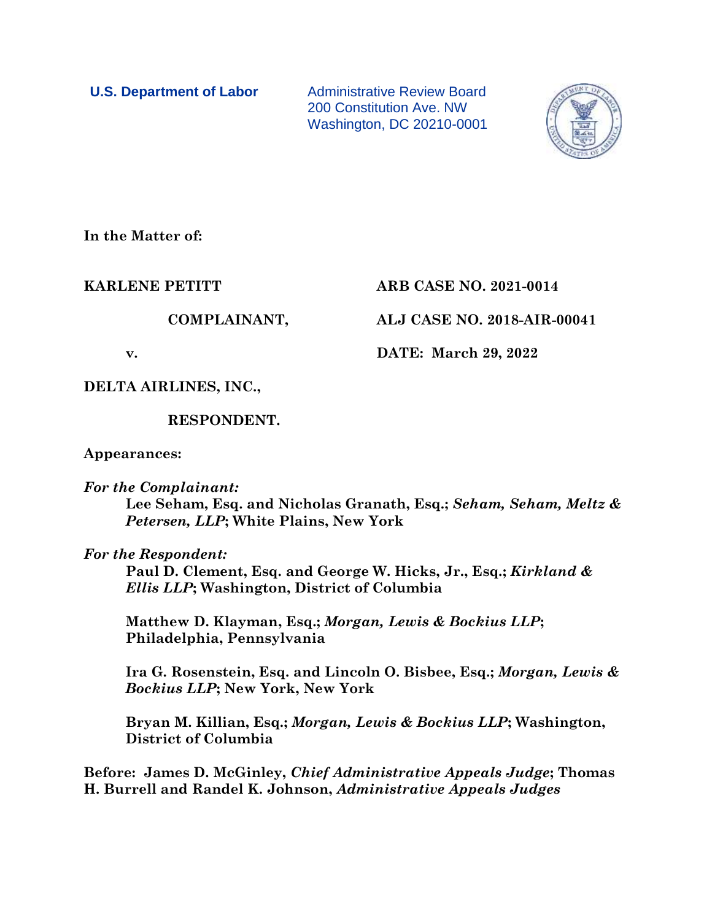**U.S. Department of Labor**

Administrative Review Board
200 Constitution Ave. NW
Washington, DC 20210-0001

**In the Matter of:**

| | |
|---|---|
| **KARLENE PETITT** | **ARB CASE NO. 2021-0014** |
| **COMPLAINANT,** | **ALJ CASE NO. 2018-AIR-00041** |
| **v.** | **DATE: March 29, 2022** |
| **DELTA AIRLINES, INC.,** | |
| **RESPONDENT.** | |

**Appearances:**

***For the Complainant:***

**Lee Seham, Esq. and Nicholas Granath, Esq.; *Seham, Seham, Meltz & Petersen, LLP*; White Plains, New York**

***For the Respondent:***

**Paul D. Clement, Esq. and George W. Hicks, Jr., Esq.; *Kirkland & Ellis LLP*; Washington, District of Columbia**

**Matthew D. Klayman, Esq.; *Morgan, Lewis & Bockius LLP*; Philadelphia, Pennsylvania**

**Ira G. Rosenstein, Esq. and Lincoln O. Bisbee, Esq.; *Morgan, Lewis & Bockius LLP*; New York, New York**

**Bryan M. Killian, Esq.; *Morgan, Lewis & Bockius LLP*; Washington, District of Columbia**

**Before: James D. McGinley, *Chief Administrative Appeals Judge*; Thomas H. Burrell and Randel K. Johnson, *Administrative Appeals Judges***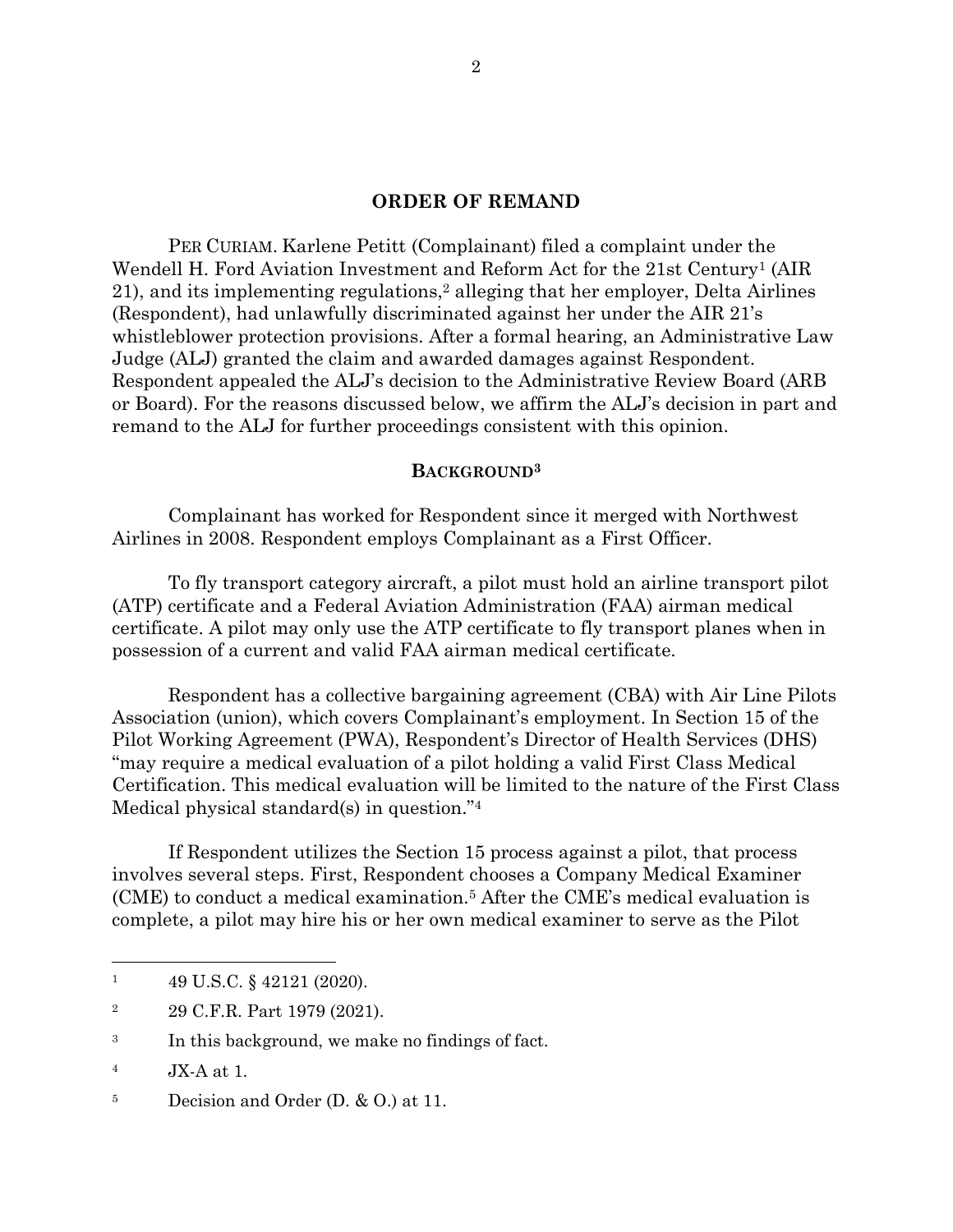## ORDER OF REMAND

PER CURIAM. Karlene Petitt (Complainant) filed a complaint under the Wendell H. Ford Aviation Investment and Reform Act for the 21st Century[1] (AIR 21), and its implementing regulations,[2] alleging that her employer, Delta Airlines (Respondent), had unlawfully discriminated against her under the AIR 21's whistleblower protection provisions. After a formal hearing, an Administrative Law Judge (ALJ) granted the claim and awarded damages against Respondent. Respondent appealed the ALJ's decision to the Administrative Review Board (ARB or Board). For the reasons discussed below, we affirm the ALJ's decision in part and remand to the ALJ for further proceedings consistent with this opinion.

### BACKGROUND[3]

Complainant has worked for Respondent since it merged with Northwest Airlines in 2008. Respondent employs Complainant as a First Officer.

To fly transport category aircraft, a pilot must hold an airline transport pilot (ATP) certificate and a Federal Aviation Administration (FAA) airman medical certificate. A pilot may only use the ATP certificate to fly transport planes when in possession of a current and valid FAA airman medical certificate.

Respondent has a collective bargaining agreement (CBA) with Air Line Pilots Association (union), which covers Complainant's employment. In Section 15 of the Pilot Working Agreement (PWA), Respondent's Director of Health Services (DHS) "may require a medical evaluation of a pilot holding a valid First Class Medical Certification. This medical evaluation will be limited to the nature of the First Class Medical physical standard(s) in question."[4]

If Respondent utilizes the Section 15 process against a pilot, that process involves several steps. First, Respondent chooses a Company Medical Examiner (CME) to conduct a medical examination.[5] After the CME's medical evaluation is complete, a pilot may hire his or her own medical examiner to serve as the Pilot

---

[1] 49 U.S.C. § 42121 (2020).

[2] 29 C.F.R. Part 1979 (2021).

[3] In this background, we make no findings of fact.

[4] JX-A at 1.

[5] Decision and Order (D. & O.) at 11.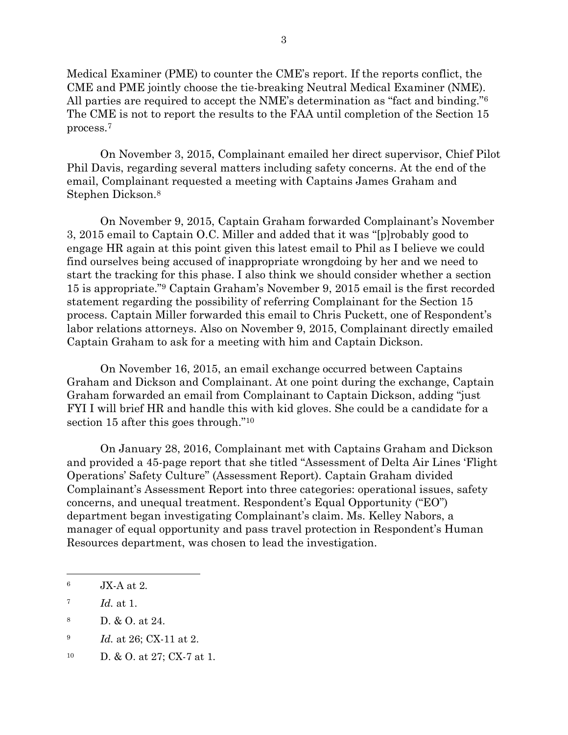Medical Examiner (PME) to counter the CME's report. If the reports conflict, the CME and PME jointly choose the tie-breaking Neutral Medical Examiner (NME). All parties are required to accept the NME's determination as "fact and binding."[6] The CME is not to report the results to the FAA until completion of the Section 15 process.[7]

On November 3, 2015, Complainant emailed her direct supervisor, Chief Pilot Phil Davis, regarding several matters including safety concerns. At the end of the email, Complainant requested a meeting with Captains James Graham and Stephen Dickson.[8]

On November 9, 2015, Captain Graham forwarded Complainant's November 3, 2015 email to Captain O.C. Miller and added that it was "[p]robably good to engage HR again at this point given this latest email to Phil as I believe we could find ourselves being accused of inappropriate wrongdoing by her and we need to start the tracking for this phase. I also think we should consider whether a section 15 is appropriate."[9] Captain Graham's November 9, 2015 email is the first recorded statement regarding the possibility of referring Complainant for the Section 15 process. Captain Miller forwarded this email to Chris Puckett, one of Respondent's labor relations attorneys. Also on November 9, 2015, Complainant directly emailed Captain Graham to ask for a meeting with him and Captain Dickson.

On November 16, 2015, an email exchange occurred between Captains Graham and Dickson and Complainant. At one point during the exchange, Captain Graham forwarded an email from Complainant to Captain Dickson, adding "just FYI I will brief HR and handle this with kid gloves. She could be a candidate for a section 15 after this goes through."[10]

On January 28, 2016, Complainant met with Captains Graham and Dickson and provided a 45-page report that she titled "Assessment of Delta Air Lines 'Flight Operations' Safety Culture" (Assessment Report). Captain Graham divided Complainant's Assessment Report into three categories: operational issues, safety concerns, and unequal treatment. Respondent's Equal Opportunity ("EO") department began investigating Complainant's claim. Ms. Kelley Nabors, a manager of equal opportunity and pass travel protection in Respondent's Human Resources department, was chosen to lead the investigation.

---

[6] JX-A at 2.

[7] *Id.* at 1.

[8] D. & O. at 24.

[9] *Id.* at 26; CX-11 at 2.

[10] D. & O. at 27; CX-7 at 1.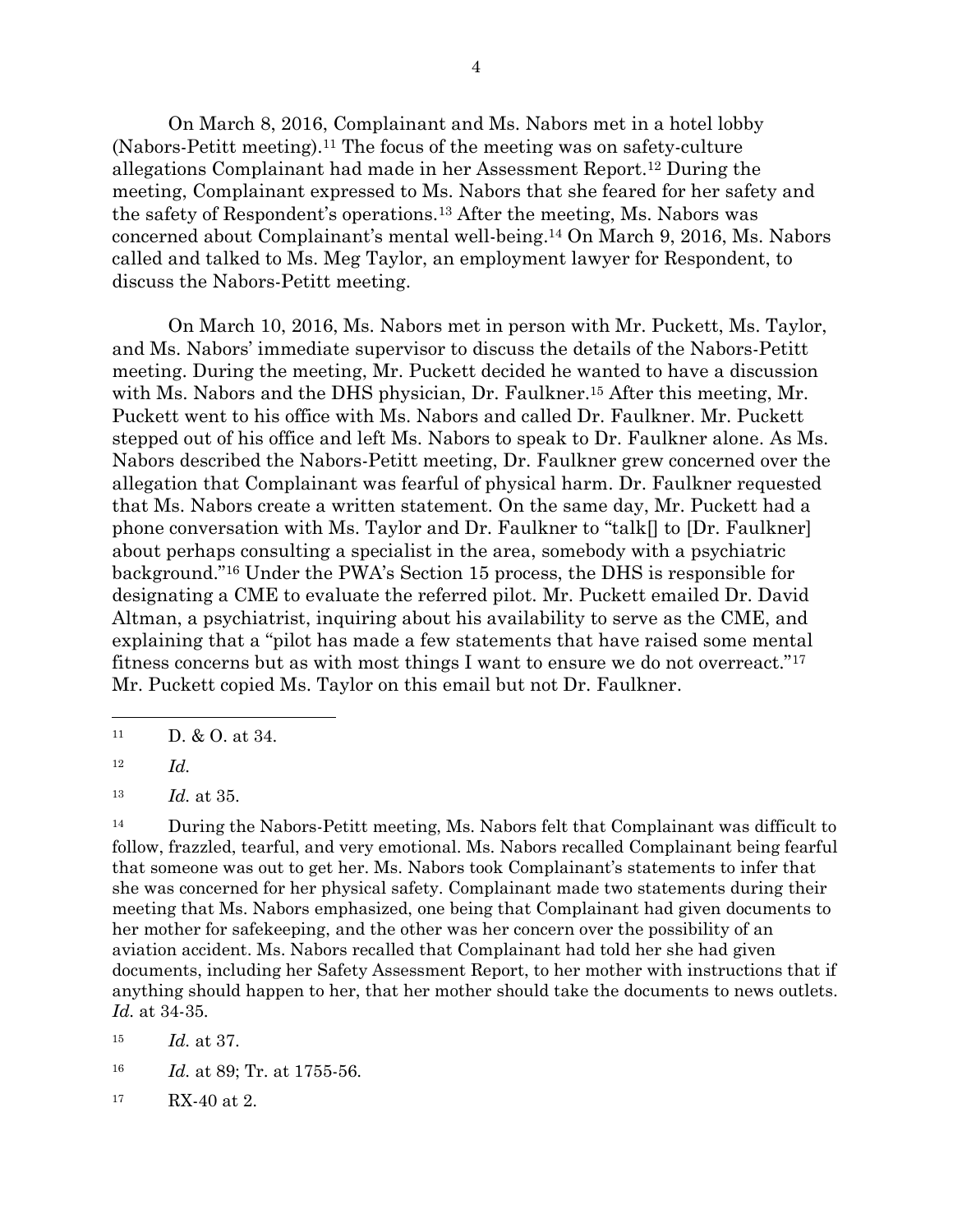On March 8, 2016, Complainant and Ms. Nabors met in a hotel lobby (Nabors-Petitt meeting).[11] The focus of the meeting was on safety-culture allegations Complainant had made in her Assessment Report.[12] During the meeting, Complainant expressed to Ms. Nabors that she feared for her safety and the safety of Respondent's operations.[13] After the meeting, Ms. Nabors was concerned about Complainant's mental well-being.[14] On March 9, 2016, Ms. Nabors called and talked to Ms. Meg Taylor, an employment lawyer for Respondent, to discuss the Nabors-Petitt meeting.

On March 10, 2016, Ms. Nabors met in person with Mr. Puckett, Ms. Taylor, and Ms. Nabors' immediate supervisor to discuss the details of the Nabors-Petitt meeting. During the meeting, Mr. Puckett decided he wanted to have a discussion with Ms. Nabors and the DHS physician, Dr. Faulkner.[15] After this meeting, Mr. Puckett went to his office with Ms. Nabors and called Dr. Faulkner. Mr. Puckett stepped out of his office and left Ms. Nabors to speak to Dr. Faulkner alone. As Ms. Nabors described the Nabors-Petitt meeting, Dr. Faulkner grew concerned over the allegation that Complainant was fearful of physical harm. Dr. Faulkner requested that Ms. Nabors create a written statement. On the same day, Mr. Puckett had a phone conversation with Ms. Taylor and Dr. Faulkner to "talk[] to [Dr. Faulkner] about perhaps consulting a specialist in the area, somebody with a psychiatric background."[16] Under the PWA's Section 15 process, the DHS is responsible for designating a CME to evaluate the referred pilot. Mr. Puckett emailed Dr. David Altman, a psychiatrist, inquiring about his availability to serve as the CME, and explaining that a "pilot has made a few statements that have raised some mental fitness concerns but as with most things I want to ensure we do not overreact."[17] Mr. Puckett copied Ms. Taylor on this email but not Dr. Faulkner.

---

[11] D. & O. at 34.

[12] *Id.*

[13] *Id.* at 35.

[14] During the Nabors-Petitt meeting, Ms. Nabors felt that Complainant was difficult to follow, frazzled, tearful, and very emotional. Ms. Nabors recalled Complainant being fearful that someone was out to get her. Ms. Nabors took Complainant's statements to infer that she was concerned for her physical safety. Complainant made two statements during their meeting that Ms. Nabors emphasized, one being that Complainant had given documents to her mother for safekeeping, and the other was her concern over the possibility of an aviation accident. Ms. Nabors recalled that Complainant had told her she had given documents, including her Safety Assessment Report, to her mother with instructions that if anything should happen to her, that her mother should take the documents to news outlets. *Id.* at 34-35.

[15] *Id.* at 37.

[16] *Id.* at 89; Tr. at 1755-56.

[17] RX-40 at 2.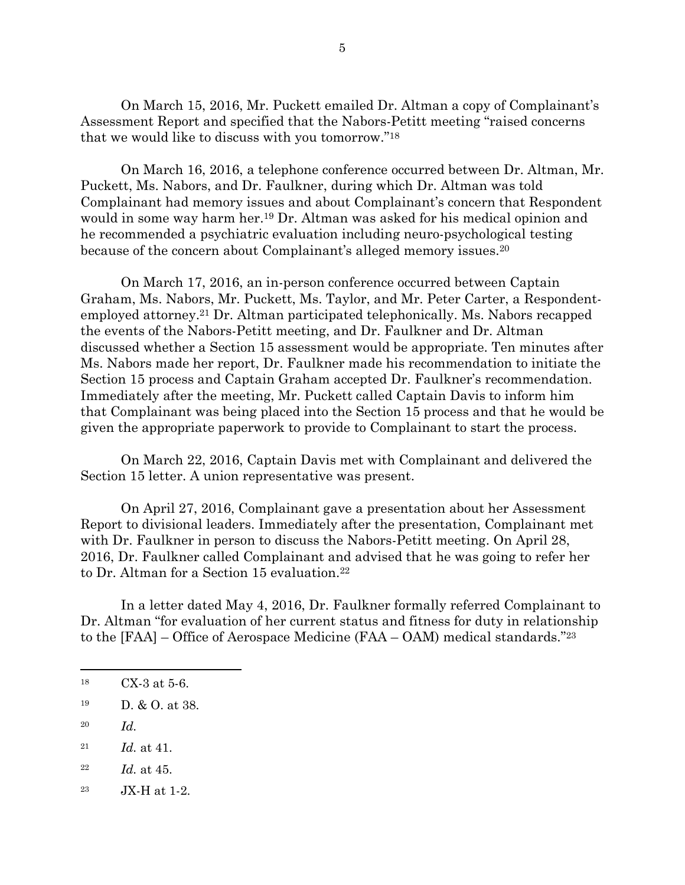On March 15, 2016, Mr. Puckett emailed Dr. Altman a copy of Complainant's Assessment Report and specified that the Nabors-Petitt meeting "raised concerns that we would like to discuss with you tomorrow."[18]

On March 16, 2016, a telephone conference occurred between Dr. Altman, Mr. Puckett, Ms. Nabors, and Dr. Faulkner, during which Dr. Altman was told Complainant had memory issues and about Complainant's concern that Respondent would in some way harm her.[19] Dr. Altman was asked for his medical opinion and he recommended a psychiatric evaluation including neuro-psychological testing because of the concern about Complainant's alleged memory issues.[20]

On March 17, 2016, an in-person conference occurred between Captain Graham, Ms. Nabors, Mr. Puckett, Ms. Taylor, and Mr. Peter Carter, a Respondent-employed attorney.[21] Dr. Altman participated telephonically. Ms. Nabors recapped the events of the Nabors-Petitt meeting, and Dr. Faulkner and Dr. Altman discussed whether a Section 15 assessment would be appropriate. Ten minutes after Ms. Nabors made her report, Dr. Faulkner made his recommendation to initiate the Section 15 process and Captain Graham accepted Dr. Faulkner's recommendation. Immediately after the meeting, Mr. Puckett called Captain Davis to inform him that Complainant was being placed into the Section 15 process and that he would be given the appropriate paperwork to provide to Complainant to start the process.

On March 22, 2016, Captain Davis met with Complainant and delivered the Section 15 letter. A union representative was present.

On April 27, 2016, Complainant gave a presentation about her Assessment Report to divisional leaders. Immediately after the presentation, Complainant met with Dr. Faulkner in person to discuss the Nabors-Petitt meeting. On April 28, 2016, Dr. Faulkner called Complainant and advised that he was going to refer her to Dr. Altman for a Section 15 evaluation.[22]

In a letter dated May 4, 2016, Dr. Faulkner formally referred Complainant to Dr. Altman "for evaluation of her current status and fitness for duty in relationship to the [FAA] – Office of Aerospace Medicine (FAA – OAM) medical standards."[23]

---

[18] CX-3 at 5-6.

[19] D. & O. at 38.

[20] *Id.*

[21] *Id.* at 41.

[22] *Id.* at 45.

[23] JX-H at 1-2.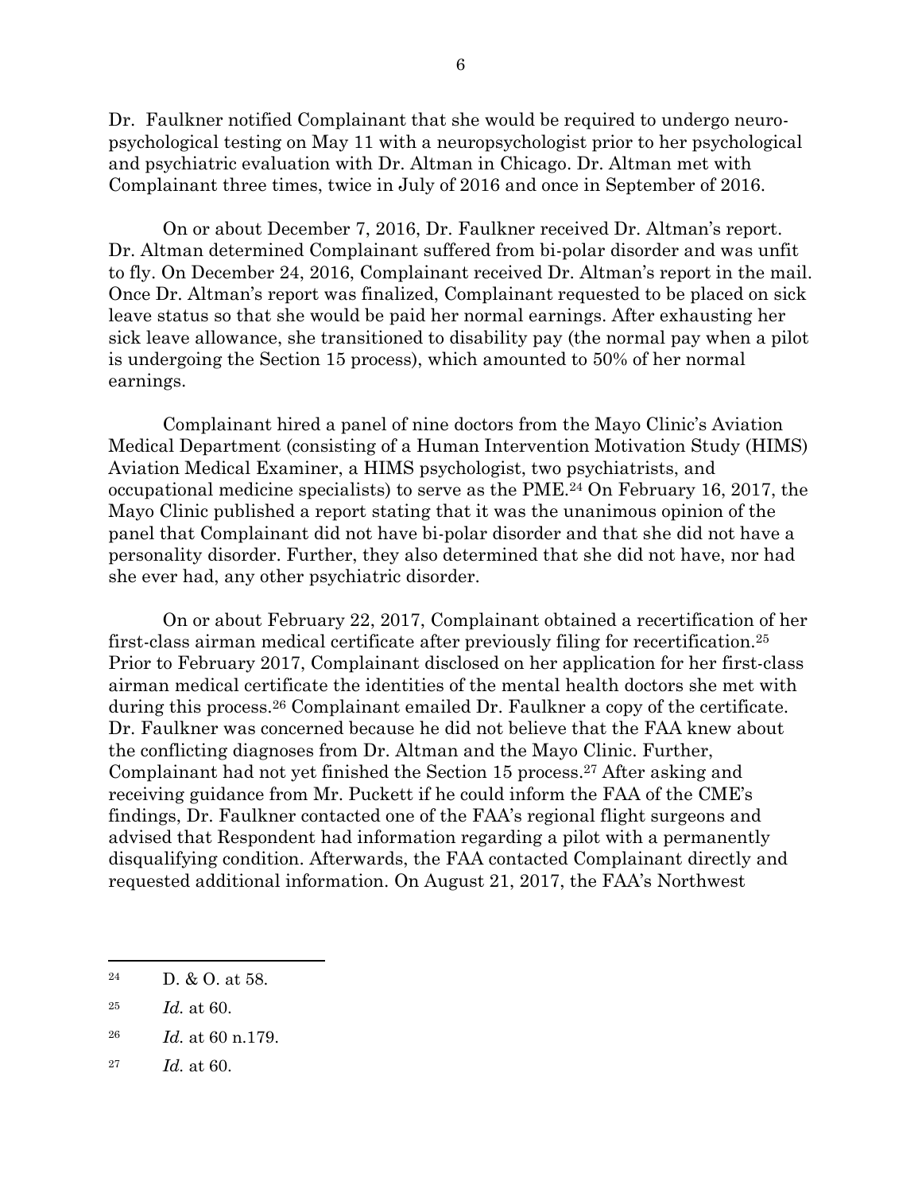Dr. Faulkner notified Complainant that she would be required to undergo neuro-psychological testing on May 11 with a neuropsychologist prior to her psychological and psychiatric evaluation with Dr. Altman in Chicago. Dr. Altman met with Complainant three times, twice in July of 2016 and once in September of 2016.

On or about December 7, 2016, Dr. Faulkner received Dr. Altman's report. Dr. Altman determined Complainant suffered from bi-polar disorder and was unfit to fly. On December 24, 2016, Complainant received Dr. Altman's report in the mail. Once Dr. Altman's report was finalized, Complainant requested to be placed on sick leave status so that she would be paid her normal earnings. After exhausting her sick leave allowance, she transitioned to disability pay (the normal pay when a pilot is undergoing the Section 15 process), which amounted to 50% of her normal earnings.

Complainant hired a panel of nine doctors from the Mayo Clinic's Aviation Medical Department (consisting of a Human Intervention Motivation Study (HIMS) Aviation Medical Examiner, a HIMS psychologist, two psychiatrists, and occupational medicine specialists) to serve as the PME.[24] On February 16, 2017, the Mayo Clinic published a report stating that it was the unanimous opinion of the panel that Complainant did not have bi-polar disorder and that she did not have a personality disorder. Further, they also determined that she did not have, nor had she ever had, any other psychiatric disorder.

On or about February 22, 2017, Complainant obtained a recertification of her first-class airman medical certificate after previously filing for recertification.[25] Prior to February 2017, Complainant disclosed on her application for her first-class airman medical certificate the identities of the mental health doctors she met with during this process.[26] Complainant emailed Dr. Faulkner a copy of the certificate. Dr. Faulkner was concerned because he did not believe that the FAA knew about the conflicting diagnoses from Dr. Altman and the Mayo Clinic. Further, Complainant had not yet finished the Section 15 process.[27] After asking and receiving guidance from Mr. Puckett if he could inform the FAA of the CME's findings, Dr. Faulkner contacted one of the FAA's regional flight surgeons and advised that Respondent had information regarding a pilot with a permanently disqualifying condition. Afterwards, the FAA contacted Complainant directly and requested additional information. On August 21, 2017, the FAA's Northwest

---

[24] D. & O. at 58.

[25] *Id.* at 60.

[26] *Id.* at 60 n.179.

[27] *Id.* at 60.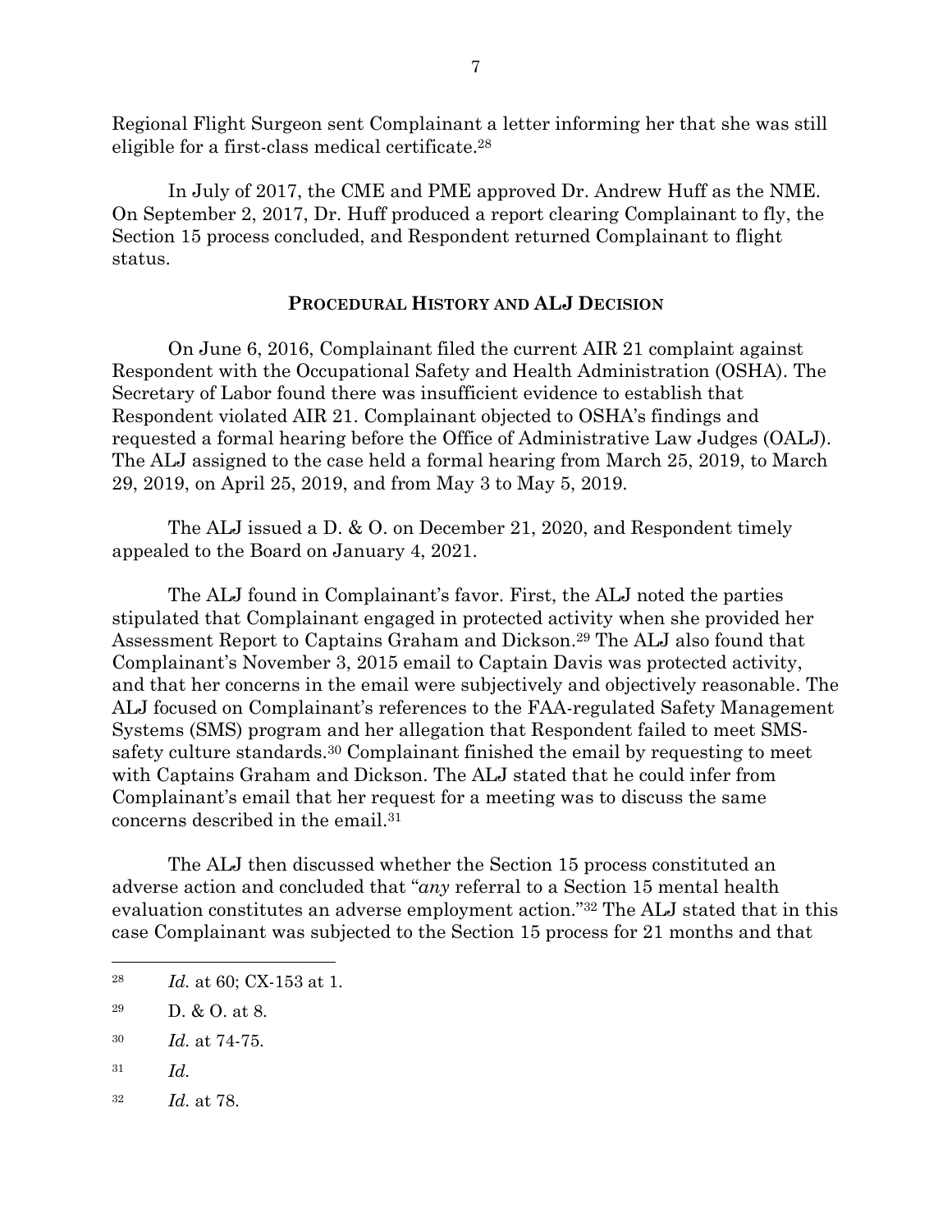Regional Flight Surgeon sent Complainant a letter informing her that she was still eligible for a first-class medical certificate.[28]

In July of 2017, the CME and PME approved Dr. Andrew Huff as the NME. On September 2, 2017, Dr. Huff produced a report clearing Complainant to fly, the Section 15 process concluded, and Respondent returned Complainant to flight status.

## PROCEDURAL HISTORY AND ALJ DECISION

On June 6, 2016, Complainant filed the current AIR 21 complaint against Respondent with the Occupational Safety and Health Administration (OSHA). The Secretary of Labor found there was insufficient evidence to establish that Respondent violated AIR 21. Complainant objected to OSHA's findings and requested a formal hearing before the Office of Administrative Law Judges (OALJ). The ALJ assigned to the case held a formal hearing from March 25, 2019, to March 29, 2019, on April 25, 2019, and from May 3 to May 5, 2019.

The ALJ issued a D. & O. on December 21, 2020, and Respondent timely appealed to the Board on January 4, 2021.

The ALJ found in Complainant's favor. First, the ALJ noted the parties stipulated that Complainant engaged in protected activity when she provided her Assessment Report to Captains Graham and Dickson.[29] The ALJ also found that Complainant's November 3, 2015 email to Captain Davis was protected activity, and that her concerns in the email were subjectively and objectively reasonable. The ALJ focused on Complainant's references to the FAA-regulated Safety Management Systems (SMS) program and her allegation that Respondent failed to meet SMS-safety culture standards.[30] Complainant finished the email by requesting to meet with Captains Graham and Dickson. The ALJ stated that he could infer from Complainant's email that her request for a meeting was to discuss the same concerns described in the email.[31]

The ALJ then discussed whether the Section 15 process constituted an adverse action and concluded that "*any* referral to a Section 15 mental health evaluation constitutes an adverse employment action."[32] The ALJ stated that in this case Complainant was subjected to the Section 15 process for 21 months and that

---

[28] *Id.* at 60; CX-153 at 1.

[29] D. & O. at 8.

[30] *Id.* at 74-75.

[31] *Id.*

[32] *Id.* at 78.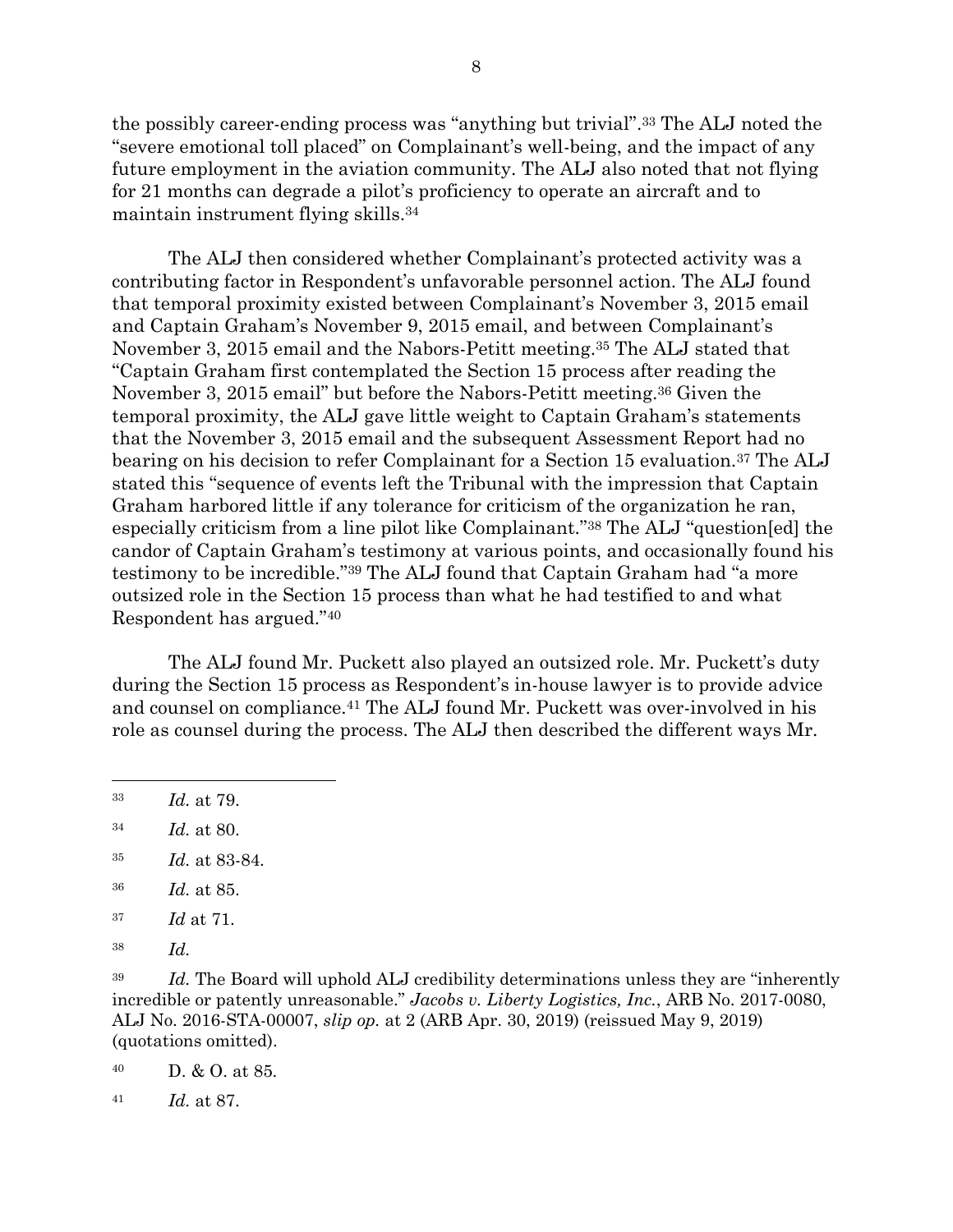the possibly career-ending process was "anything but trivial".[33] The ALJ noted the "severe emotional toll placed" on Complainant's well-being, and the impact of any future employment in the aviation community. The ALJ also noted that not flying for 21 months can degrade a pilot's proficiency to operate an aircraft and to maintain instrument flying skills.[34]

The ALJ then considered whether Complainant's protected activity was a contributing factor in Respondent's unfavorable personnel action. The ALJ found that temporal proximity existed between Complainant's November 3, 2015 email and Captain Graham's November 9, 2015 email, and between Complainant's November 3, 2015 email and the Nabors-Petitt meeting.[35] The ALJ stated that "Captain Graham first contemplated the Section 15 process after reading the November 3, 2015 email" but before the Nabors-Petitt meeting.[36] Given the temporal proximity, the ALJ gave little weight to Captain Graham's statements that the November 3, 2015 email and the subsequent Assessment Report had no bearing on his decision to refer Complainant for a Section 15 evaluation.[37] The ALJ stated this "sequence of events left the Tribunal with the impression that Captain Graham harbored little if any tolerance for criticism of the organization he ran, especially criticism from a line pilot like Complainant."[38] The ALJ "question[ed] the candor of Captain Graham's testimony at various points, and occasionally found his testimony to be incredible."[39] The ALJ found that Captain Graham had "a more outsized role in the Section 15 process than what he had testified to and what Respondent has argued."[40]

The ALJ found Mr. Puckett also played an outsized role. Mr. Puckett's duty during the Section 15 process as Respondent's in-house lawyer is to provide advice and counsel on compliance.[41] The ALJ found Mr. Puckett was over-involved in his role as counsel during the process. The ALJ then described the different ways Mr.

---

[33] *Id.* at 79.

[34] *Id.* at 80.

[35] *Id.* at 83-84.

[36] *Id.* at 85.

[37] *Id* at 71.

[38] *Id.*

[39] *Id.* The Board will uphold ALJ credibility determinations unless they are "inherently incredible or patently unreasonable." *Jacobs v. Liberty Logistics, Inc.*, ARB No. 2017-0080, ALJ No. 2016-STA-00007, *slip op.* at 2 (ARB Apr. 30, 2019) (reissued May 9, 2019) (quotations omitted).

[40] D. & O. at 85.

[41] *Id.* at 87.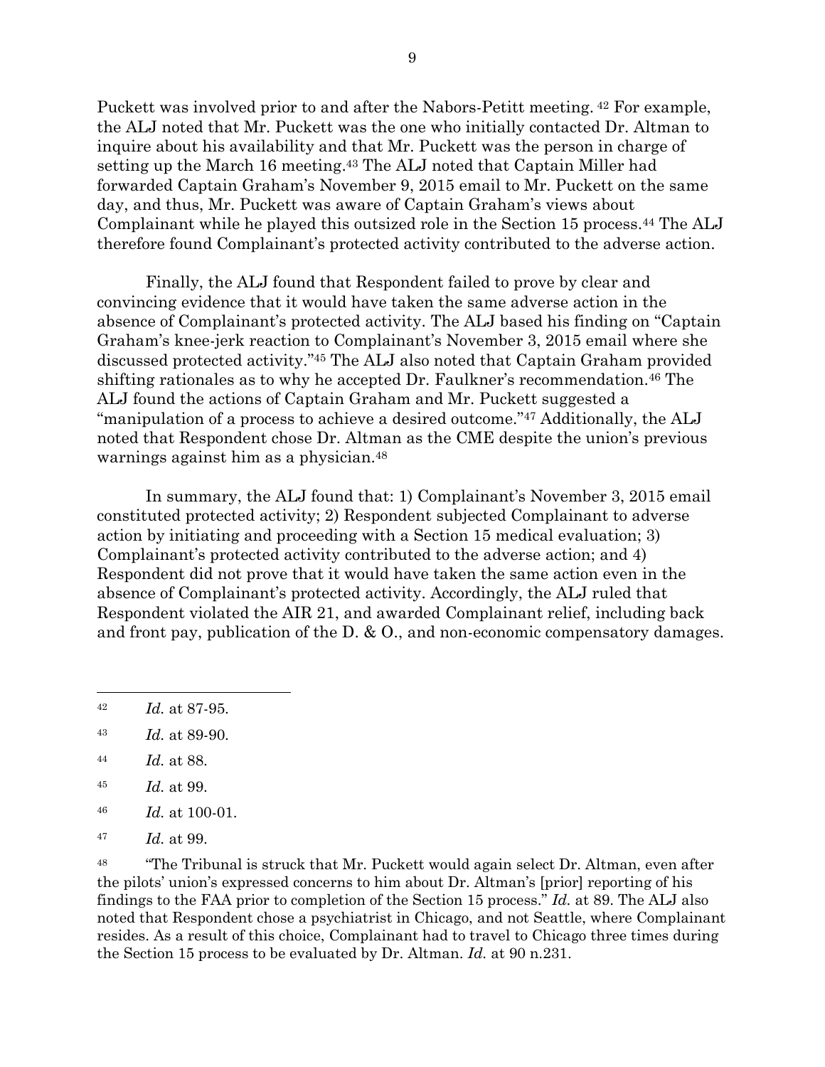Puckett was involved prior to and after the Nabors-Petitt meeting.[42] For example, the ALJ noted that Mr. Puckett was the one who initially contacted Dr. Altman to inquire about his availability and that Mr. Puckett was the person in charge of setting up the March 16 meeting.[43] The ALJ noted that Captain Miller had forwarded Captain Graham's November 9, 2015 email to Mr. Puckett on the same day, and thus, Mr. Puckett was aware of Captain Graham's views about Complainant while he played this outsized role in the Section 15 process.[44] The ALJ therefore found Complainant's protected activity contributed to the adverse action.

Finally, the ALJ found that Respondent failed to prove by clear and convincing evidence that it would have taken the same adverse action in the absence of Complainant's protected activity. The ALJ based his finding on "Captain Graham's knee-jerk reaction to Complainant's November 3, 2015 email where she discussed protected activity."[45] The ALJ also noted that Captain Graham provided shifting rationales as to why he accepted Dr. Faulkner's recommendation.[46] The ALJ found the actions of Captain Graham and Mr. Puckett suggested a "manipulation of a process to achieve a desired outcome."[47] Additionally, the ALJ noted that Respondent chose Dr. Altman as the CME despite the union's previous warnings against him as a physician.[48]

In summary, the ALJ found that: 1) Complainant's November 3, 2015 email constituted protected activity; 2) Respondent subjected Complainant to adverse action by initiating and proceeding with a Section 15 medical evaluation; 3) Complainant's protected activity contributed to the adverse action; and 4) Respondent did not prove that it would have taken the same action even in the absence of Complainant's protected activity. Accordingly, the ALJ ruled that Respondent violated the AIR 21, and awarded Complainant relief, including back and front pay, publication of the D. & O., and non-economic compensatory damages.

---

[42] *Id.* at 87-95.

[43] *Id.* at 89-90.

[44] *Id.* at 88.

[45] *Id.* at 99.

[46] *Id.* at 100-01.

[47] *Id.* at 99.

[48] "The Tribunal is struck that Mr. Puckett would again select Dr. Altman, even after the pilots' union's expressed concerns to him about Dr. Altman's [prior] reporting of his findings to the FAA prior to completion of the Section 15 process." *Id.* at 89. The ALJ also noted that Respondent chose a psychiatrist in Chicago, and not Seattle, where Complainant resides. As a result of this choice, Complainant had to travel to Chicago three times during the Section 15 process to be evaluated by Dr. Altman. *Id.* at 90 n.231.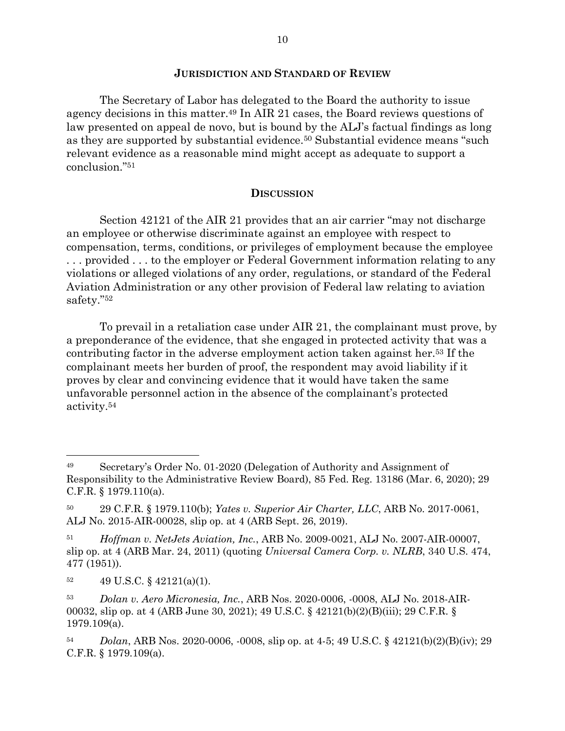## JURISDICTION AND STANDARD OF REVIEW

The Secretary of Labor has delegated to the Board the authority to issue agency decisions in this matter.[49] In AIR 21 cases, the Board reviews questions of law presented on appeal de novo, but is bound by the ALJ's factual findings as long as they are supported by substantial evidence.[50] Substantial evidence means "such relevant evidence as a reasonable mind might accept as adequate to support a conclusion."[51]

## DISCUSSION

Section 42121 of the AIR 21 provides that an air carrier "may not discharge an employee or otherwise discriminate against an employee with respect to compensation, terms, conditions, or privileges of employment because the employee . . . provided . . . to the employer or Federal Government information relating to any violations or alleged violations of any order, regulations, or standard of the Federal Aviation Administration or any other provision of Federal law relating to aviation safety."[52]

To prevail in a retaliation case under AIR 21, the complainant must prove, by a preponderance of the evidence, that she engaged in protected activity that was a contributing factor in the adverse employment action taken against her.[53] If the complainant meets her burden of proof, the respondent may avoid liability if it proves by clear and convincing evidence that it would have taken the same unfavorable personnel action in the absence of the complainant's protected activity.[54]

---

[49] Secretary's Order No. 01-2020 (Delegation of Authority and Assignment of Responsibility to the Administrative Review Board), 85 Fed. Reg. 13186 (Mar. 6, 2020); 29 C.F.R. § 1979.110(a).

[50] 29 C.F.R. § 1979.110(b); *Yates v. Superior Air Charter, LLC*, ARB No. 2017-0061, ALJ No. 2015-AIR-00028, slip op. at 4 (ARB Sept. 26, 2019).

[51] *Hoffman v. NetJets Aviation, Inc.*, ARB No. 2009-0021, ALJ No. 2007-AIR-00007, slip op. at 4 (ARB Mar. 24, 2011) (quoting *Universal Camera Corp. v. NLRB*, 340 U.S. 474, 477 (1951)).

[52] 49 U.S.C. § 42121(a)(1).

[53] *Dolan v. Aero Micronesia, Inc.*, ARB Nos. 2020-0006, -0008, ALJ No. 2018-AIR-00032, slip op. at 4 (ARB June 30, 2021); 49 U.S.C. § 42121(b)(2)(B)(iii); 29 C.F.R. § 1979.109(a).

[54] *Dolan*, ARB Nos. 2020-0006, -0008, slip op. at 4-5; 49 U.S.C. § 42121(b)(2)(B)(iv); 29 C.F.R. § 1979.109(a).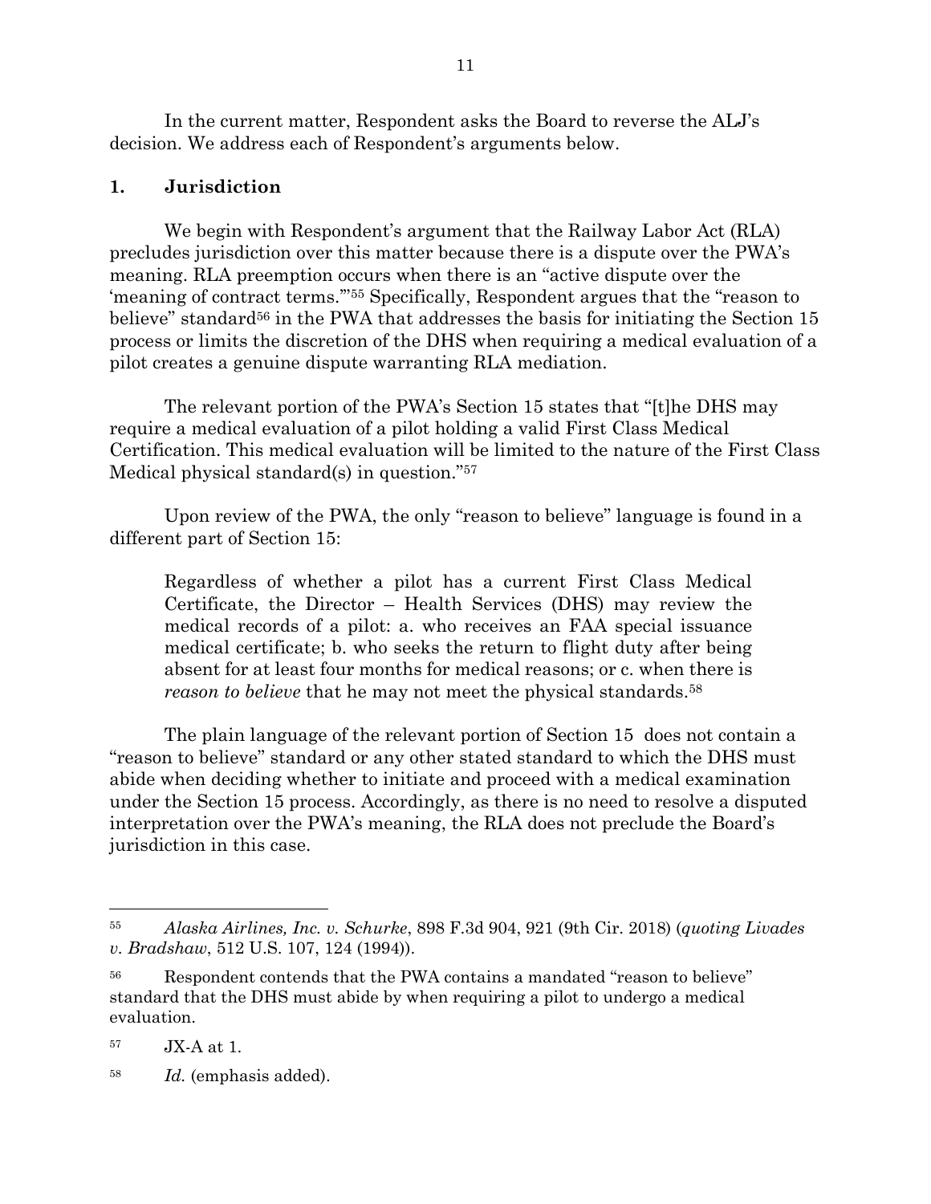In the current matter, Respondent asks the Board to reverse the ALJ's decision. We address each of Respondent's arguments below.

### 1. Jurisdiction

We begin with Respondent's argument that the Railway Labor Act (RLA) precludes jurisdiction over this matter because there is a dispute over the PWA's meaning. RLA preemption occurs when there is an "active dispute over the 'meaning of contract terms.'"[55] Specifically, Respondent argues that the "reason to believe" standard[56] in the PWA that addresses the basis for initiating the Section 15 process or limits the discretion of the DHS when requiring a medical evaluation of a pilot creates a genuine dispute warranting RLA mediation.

The relevant portion of the PWA's Section 15 states that "[t]he DHS may require a medical evaluation of a pilot holding a valid First Class Medical Certification. This medical evaluation will be limited to the nature of the First Class Medical physical standard(s) in question."[57]

Upon review of the PWA, the only "reason to believe" language is found in a different part of Section 15:

> Regardless of whether a pilot has a current First Class Medical Certificate, the Director – Health Services (DHS) may review the medical records of a pilot: a. who receives an FAA special issuance medical certificate; b. who seeks the return to flight duty after being absent for at least four months for medical reasons; or c. when there is *reason to believe* that he may not meet the physical standards.[58]

The plain language of the relevant portion of Section 15 does not contain a "reason to believe" standard or any other stated standard to which the DHS must abide when deciding whether to initiate and proceed with a medical examination under the Section 15 process. Accordingly, as there is no need to resolve a disputed interpretation over the PWA's meaning, the RLA does not preclude the Board's jurisdiction in this case.

---

[55] *Alaska Airlines, Inc. v. Schurke*, 898 F.3d 904, 921 (9th Cir. 2018) (*quoting Livades v. Bradshaw*, 512 U.S. 107, 124 (1994)).

[56] Respondent contends that the PWA contains a mandated "reason to believe" standard that the DHS must abide by when requiring a pilot to undergo a medical evaluation.

[57] JX-A at 1.

[58] *Id.* (emphasis added).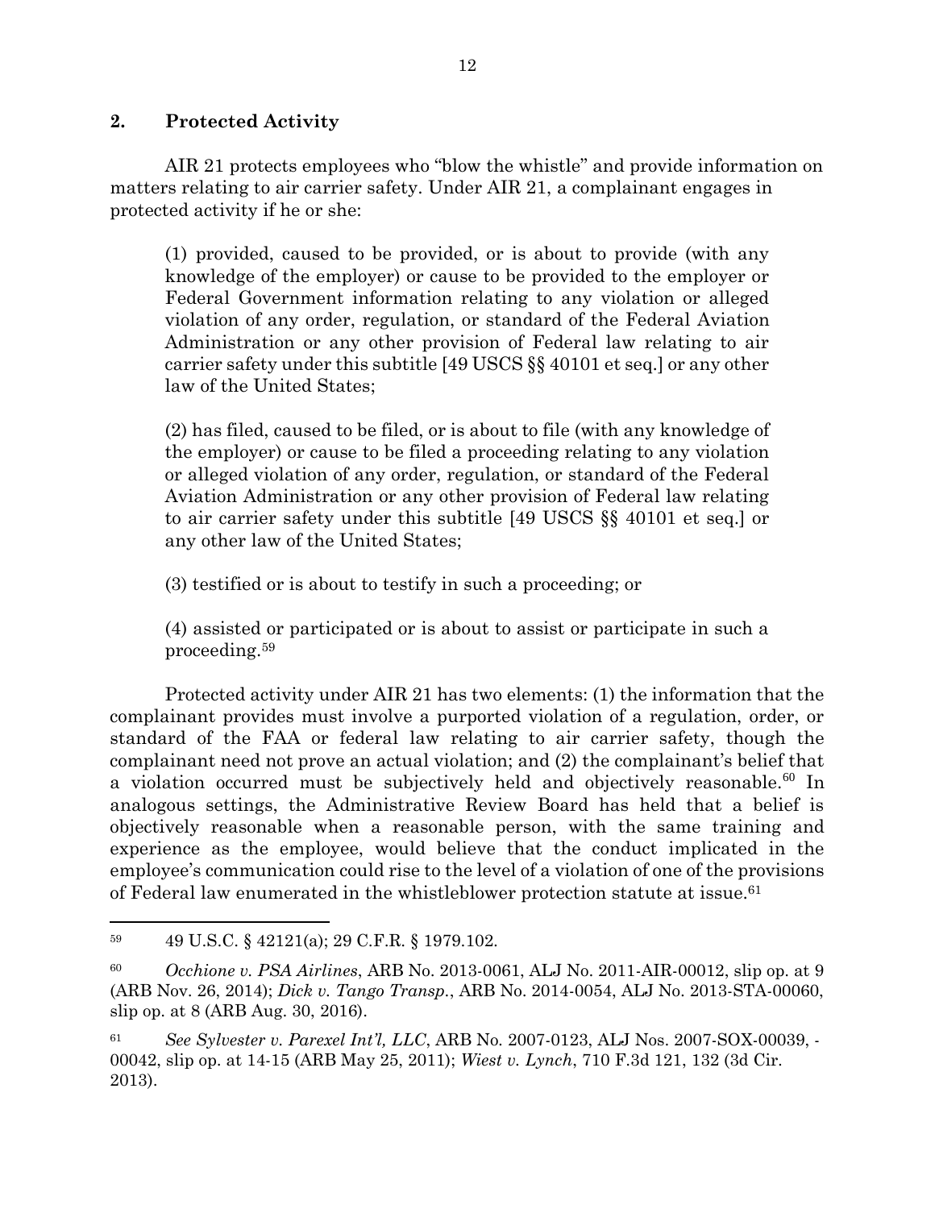## 2. Protected Activity

AIR 21 protects employees who "blow the whistle" and provide information on matters relating to air carrier safety. Under AIR 21, a complainant engages in protected activity if he or she:

> (1) provided, caused to be provided, or is about to provide (with any knowledge of the employer) or cause to be provided to the employer or Federal Government information relating to any violation or alleged violation of any order, regulation, or standard of the Federal Aviation Administration or any other provision of Federal law relating to air carrier safety under this subtitle [49 USCS §§ 40101 et seq.] or any other law of the United States;
>
> (2) has filed, caused to be filed, or is about to file (with any knowledge of the employer) or cause to be filed a proceeding relating to any violation or alleged violation of any order, regulation, or standard of the Federal Aviation Administration or any other provision of Federal law relating to air carrier safety under this subtitle [49 USCS §§ 40101 et seq.] or any other law of the United States;
>
> (3) testified or is about to testify in such a proceeding; or
>
> (4) assisted or participated or is about to assist or participate in such a proceeding.[59]

Protected activity under AIR 21 has two elements: (1) the information that the complainant provides must involve a purported violation of a regulation, order, or standard of the FAA or federal law relating to air carrier safety, though the complainant need not prove an actual violation; and (2) the complainant's belief that a violation occurred must be subjectively held and objectively reasonable.[60] In analogous settings, the Administrative Review Board has held that a belief is objectively reasonable when a reasonable person, with the same training and experience as the employee, would believe that the conduct implicated in the employee's communication could rise to the level of a violation of one of the provisions of Federal law enumerated in the whistleblower protection statute at issue.[61]

---

[59] 49 U.S.C. § 42121(a); 29 C.F.R. § 1979.102.

[60] *Occhione v. PSA Airlines*, ARB No. 2013-0061, ALJ No. 2011-AIR-00012, slip op. at 9 (ARB Nov. 26, 2014); *Dick v. Tango Transp.*, ARB No. 2014-0054, ALJ No. 2013-STA-00060, slip op. at 8 (ARB Aug. 30, 2016).

[61] *See Sylvester v. Parexel Int'l, LLC*, ARB No. 2007-0123, ALJ Nos. 2007-SOX-00039, -00042, slip op. at 14-15 (ARB May 25, 2011); *Wiest v. Lynch*, 710 F.3d 121, 132 (3d Cir. 2013).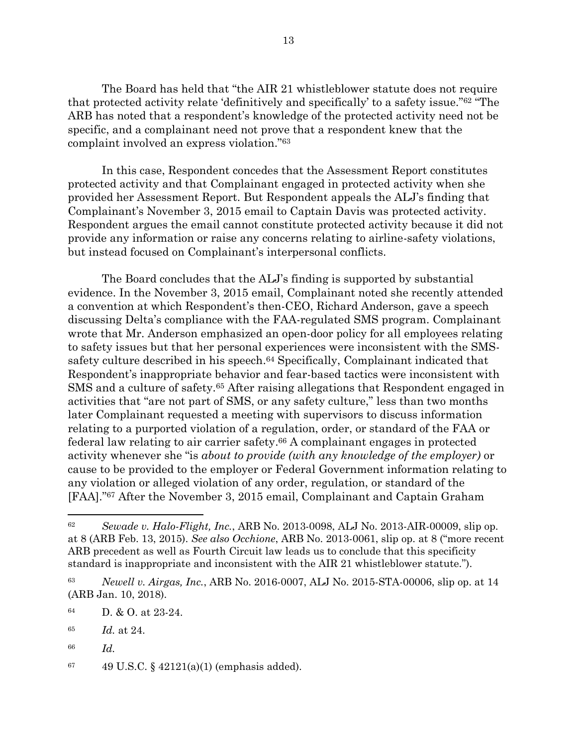The Board has held that "the AIR 21 whistleblower statute does not require that protected activity relate 'definitively and specifically' to a safety issue."[62] "The ARB has noted that a respondent's knowledge of the protected activity need not be specific, and a complainant need not prove that a respondent knew that the complaint involved an express violation."[63]

In this case, Respondent concedes that the Assessment Report constitutes protected activity and that Complainant engaged in protected activity when she provided her Assessment Report. But Respondent appeals the ALJ's finding that Complainant's November 3, 2015 email to Captain Davis was protected activity. Respondent argues the email cannot constitute protected activity because it did not provide any information or raise any concerns relating to airline-safety violations, but instead focused on Complainant's interpersonal conflicts.

The Board concludes that the ALJ's finding is supported by substantial evidence. In the November 3, 2015 email, Complainant noted she recently attended a convention at which Respondent's then-CEO, Richard Anderson, gave a speech discussing Delta's compliance with the FAA-regulated SMS program. Complainant wrote that Mr. Anderson emphasized an open-door policy for all employees relating to safety issues but that her personal experiences were inconsistent with the SMS-safety culture described in his speech.[64] Specifically, Complainant indicated that Respondent's inappropriate behavior and fear-based tactics were inconsistent with SMS and a culture of safety.[65] After raising allegations that Respondent engaged in activities that "are not part of SMS, or any safety culture," less than two months later Complainant requested a meeting with supervisors to discuss information relating to a purported violation of a regulation, order, or standard of the FAA or federal law relating to air carrier safety.[66] A complainant engages in protected activity whenever she "is *about to provide (with any knowledge of the employer)* or cause to be provided to the employer or Federal Government information relating to any violation or alleged violation of any order, regulation, or standard of the [FAA]."[67] After the November 3, 2015 email, Complainant and Captain Graham

---

[62] *Sewade v. Halo-Flight, Inc.*, ARB No. 2013-0098, ALJ No. 2013-AIR-00009, slip op. at 8 (ARB Feb. 13, 2015). *See also Occhione*, ARB No. 2013-0061, slip op. at 8 ("more recent ARB precedent as well as Fourth Circuit law leads us to conclude that this specificity standard is inappropriate and inconsistent with the AIR 21 whistleblower statute.").

[63] *Newell v. Airgas, Inc.*, ARB No. 2016-0007, ALJ No. 2015-STA-00006, slip op. at 14 (ARB Jan. 10, 2018).

[64] D. & O. at 23-24.

[65] *Id.* at 24.

[66] *Id.*

[67] 49 U.S.C. § 42121(a)(1) (emphasis added).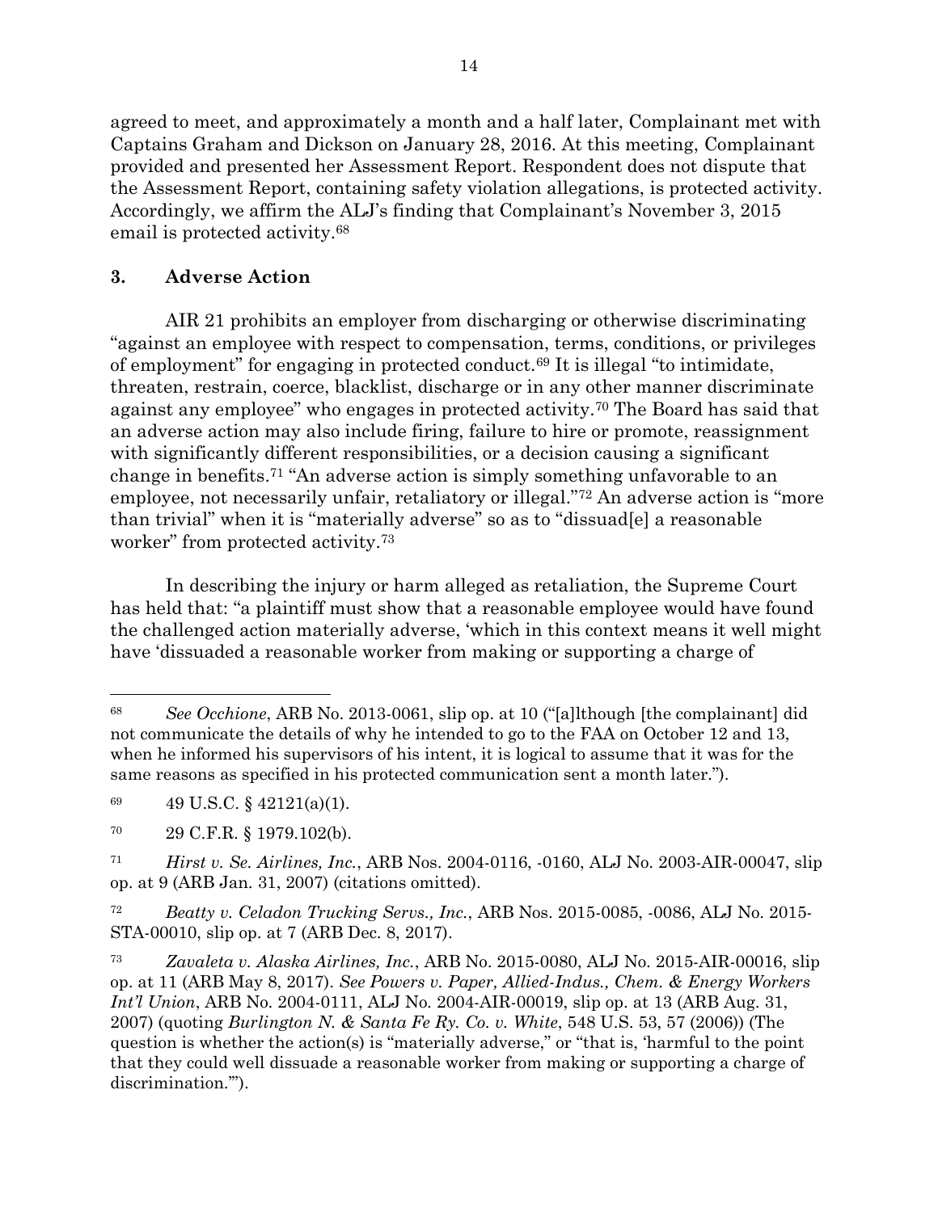agreed to meet, and approximately a month and a half later, Complainant met with Captains Graham and Dickson on January 28, 2016. At this meeting, Complainant provided and presented her Assessment Report. Respondent does not dispute that the Assessment Report, containing safety violation allegations, is protected activity. Accordingly, we affirm the ALJ's finding that Complainant's November 3, 2015 email is protected activity.[68]

### 3. Adverse Action

AIR 21 prohibits an employer from discharging or otherwise discriminating "against an employee with respect to compensation, terms, conditions, or privileges of employment" for engaging in protected conduct.[69] It is illegal "to intimidate, threaten, restrain, coerce, blacklist, discharge or in any other manner discriminate against any employee" who engages in protected activity.[70] The Board has said that an adverse action may also include firing, failure to hire or promote, reassignment with significantly different responsibilities, or a decision causing a significant change in benefits.[71] "An adverse action is simply something unfavorable to an employee, not necessarily unfair, retaliatory or illegal."[72] An adverse action is "more than trivial" when it is "materially adverse" so as to "dissuad[e] a reasonable worker" from protected activity.[73]

In describing the injury or harm alleged as retaliation, the Supreme Court has held that: "a plaintiff must show that a reasonable employee would have found the challenged action materially adverse, 'which in this context means it well might have 'dissuaded a reasonable worker from making or supporting a charge of

---

[68] *See Occhione*, ARB No. 2013-0061, slip op. at 10 ("[a]lthough [the complainant] did not communicate the details of why he intended to go to the FAA on October 12 and 13, when he informed his supervisors of his intent, it is logical to assume that it was for the same reasons as specified in his protected communication sent a month later.").

[69] 49 U.S.C. § 42121(a)(1).

[70] 29 C.F.R. § 1979.102(b).

[71] *Hirst v. Se. Airlines, Inc.*, ARB Nos. 2004-0116, -0160, ALJ No. 2003-AIR-00047, slip op. at 9 (ARB Jan. 31, 2007) (citations omitted).

[72] *Beatty v. Celadon Trucking Servs., Inc.*, ARB Nos. 2015-0085, -0086, ALJ No. 2015-STA-00010, slip op. at 7 (ARB Dec. 8, 2017).

[73] *Zavaleta v. Alaska Airlines, Inc.*, ARB No. 2015-0080, ALJ No. 2015-AIR-00016, slip op. at 11 (ARB May 8, 2017). *See Powers v. Paper, Allied-Indus., Chem. & Energy Workers Int'l Union*, ARB No. 2004-0111, ALJ No. 2004-AIR-00019, slip op. at 13 (ARB Aug. 31, 2007) (quoting *Burlington N. & Santa Fe Ry. Co. v. White*, 548 U.S. 53, 57 (2006)) (The question is whether the action(s) is "materially adverse," or "that is, 'harmful to the point that they could well dissuade a reasonable worker from making or supporting a charge of discrimination.'").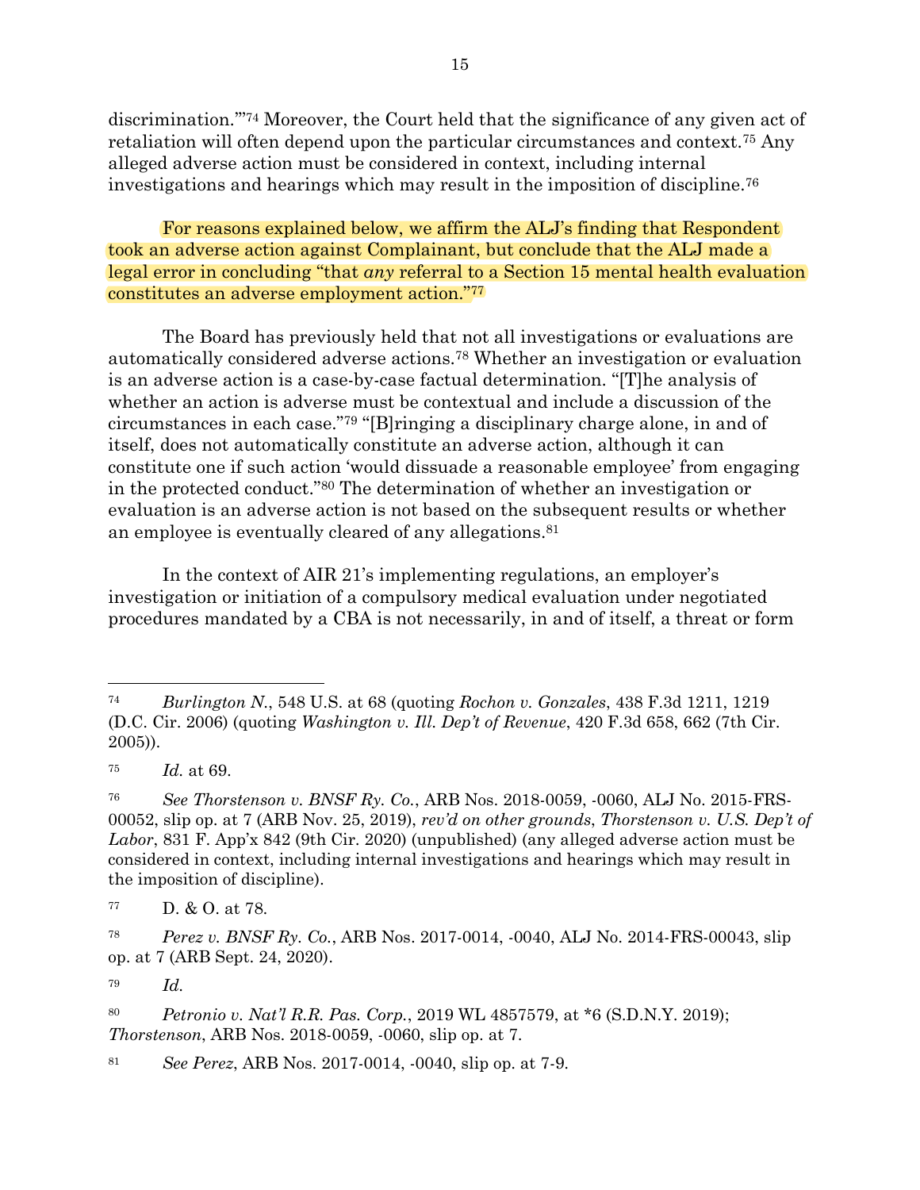discrimination.'"[74] Moreover, the Court held that the significance of any given act of retaliation will often depend upon the particular circumstances and context.[75] Any alleged adverse action must be considered in context, including internal investigations and hearings which may result in the imposition of discipline.[76]

For reasons explained below, we affirm the ALJ's finding that Respondent took an adverse action against Complainant, but conclude that the ALJ made a legal error in concluding "that *any* referral to a Section 15 mental health evaluation constitutes an adverse employment action."[77]

The Board has previously held that not all investigations or evaluations are automatically considered adverse actions.[78] Whether an investigation or evaluation is an adverse action is a case-by-case factual determination. "[T]he analysis of whether an action is adverse must be contextual and include a discussion of the circumstances in each case."[79] "[B]ringing a disciplinary charge alone, in and of itself, does not automatically constitute an adverse action, although it can constitute one if such action 'would dissuade a reasonable employee' from engaging in the protected conduct."[80] The determination of whether an investigation or evaluation is an adverse action is not based on the subsequent results or whether an employee is eventually cleared of any allegations.[81]

In the context of AIR 21's implementing regulations, an employer's investigation or initiation of a compulsory medical evaluation under negotiated procedures mandated by a CBA is not necessarily, in and of itself, a threat or form

---

[74] *Burlington N.*, 548 U.S. at 68 (quoting *Rochon v. Gonzales*, 438 F.3d 1211, 1219 (D.C. Cir. 2006) (quoting *Washington v. Ill. Dep't of Revenue*, 420 F.3d 658, 662 (7th Cir. 2005)).

[75] *Id.* at 69.

[76] *See Thorstenson v. BNSF Ry. Co.*, ARB Nos. 2018-0059, -0060, ALJ No. 2015-FRS-00052, slip op. at 7 (ARB Nov. 25, 2019), *rev'd on other grounds*, *Thorstenson v. U.S. Dep't of Labor*, 831 F. App'x 842 (9th Cir. 2020) (unpublished) (any alleged adverse action must be considered in context, including internal investigations and hearings which may result in the imposition of discipline).

[77] D. & O. at 78.

[78] *Perez v. BNSF Ry. Co.*, ARB Nos. 2017-0014, -0040, ALJ No. 2014-FRS-00043, slip op. at 7 (ARB Sept. 24, 2020).

[79] *Id.*

[80] *Petronio v. Nat'l R.R. Pas. Corp.*, 2019 WL 4857579, at *6 (S.D.N.Y. 2019); *Thorstenson*, ARB Nos. 2018-0059, -0060, slip op. at 7.

[81] *See Perez*, ARB Nos. 2017-0014, -0040, slip op. at 7-9.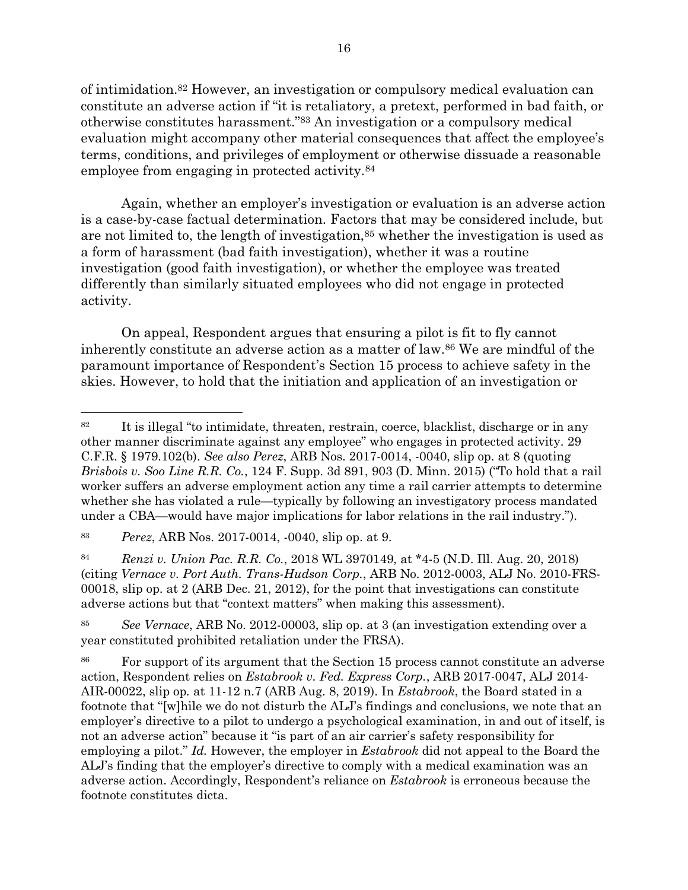of intimidation.[82] However, an investigation or compulsory medical evaluation can constitute an adverse action if "it is retaliatory, a pretext, performed in bad faith, or otherwise constitutes harassment."[83] An investigation or a compulsory medical evaluation might accompany other material consequences that affect the employee's terms, conditions, and privileges of employment or otherwise dissuade a reasonable employee from engaging in protected activity.[84]

Again, whether an employer's investigation or evaluation is an adverse action is a case-by-case factual determination. Factors that may be considered include, but are not limited to, the length of investigation,[85] whether the investigation is used as a form of harassment (bad faith investigation), whether it was a routine investigation (good faith investigation), or whether the employee was treated differently than similarly situated employees who did not engage in protected activity.

On appeal, Respondent argues that ensuring a pilot is fit to fly cannot inherently constitute an adverse action as a matter of law.[86] We are mindful of the paramount importance of Respondent's Section 15 process to achieve safety in the skies. However, to hold that the initiation and application of an investigation or

---

[82] It is illegal "to intimidate, threaten, restrain, coerce, blacklist, discharge or in any other manner discriminate against any employee" who engages in protected activity. 29 C.F.R. § 1979.102(b). *See also Perez*, ARB Nos. 2017-0014, -0040, slip op. at 8 (quoting *Brisbois v. Soo Line R.R. Co.*, 124 F. Supp. 3d 891, 903 (D. Minn. 2015) ("To hold that a rail worker suffers an adverse employment action any time a rail carrier attempts to determine whether she has violated a rule—typically by following an investigatory process mandated under a CBA—would have major implications for labor relations in the rail industry.").

[83] *Perez*, ARB Nos. 2017-0014, -0040, slip op. at 9.

[84] *Renzi v. Union Pac. R.R. Co.*, 2018 WL 3970149, at *4-5 (N.D. Ill. Aug. 20, 2018) (citing *Vernace v. Port Auth. Trans-Hudson Corp.*, ARB No. 2012-0003, ALJ No. 2010-FRS-00018, slip op. at 2 (ARB Dec. 21, 2012), for the point that investigations can constitute adverse actions but that "context matters" when making this assessment).

[85] *See Vernace*, ARB No. 2012-00003, slip op. at 3 (an investigation extending over a year constituted prohibited retaliation under the FRSA).

[86] For support of its argument that the Section 15 process cannot constitute an adverse action, Respondent relies on *Estabrook v. Fed. Express Corp.*, ARB 2017-0047, ALJ 2014-AIR-00022, slip op. at 11-12 n.7 (ARB Aug. 8, 2019). In *Estabrook*, the Board stated in a footnote that "[w]hile we do not disturb the ALJ's findings and conclusions, we note that an employer's directive to a pilot to undergo a psychological examination, in and out of itself, is not an adverse action" because it "is part of an air carrier's safety responsibility for employing a pilot." *Id.* However, the employer in *Estabrook* did not appeal to the Board the ALJ's finding that the employer's directive to comply with a medical examination was an adverse action. Accordingly, Respondent's reliance on *Estabrook* is erroneous because the footnote constitutes dicta.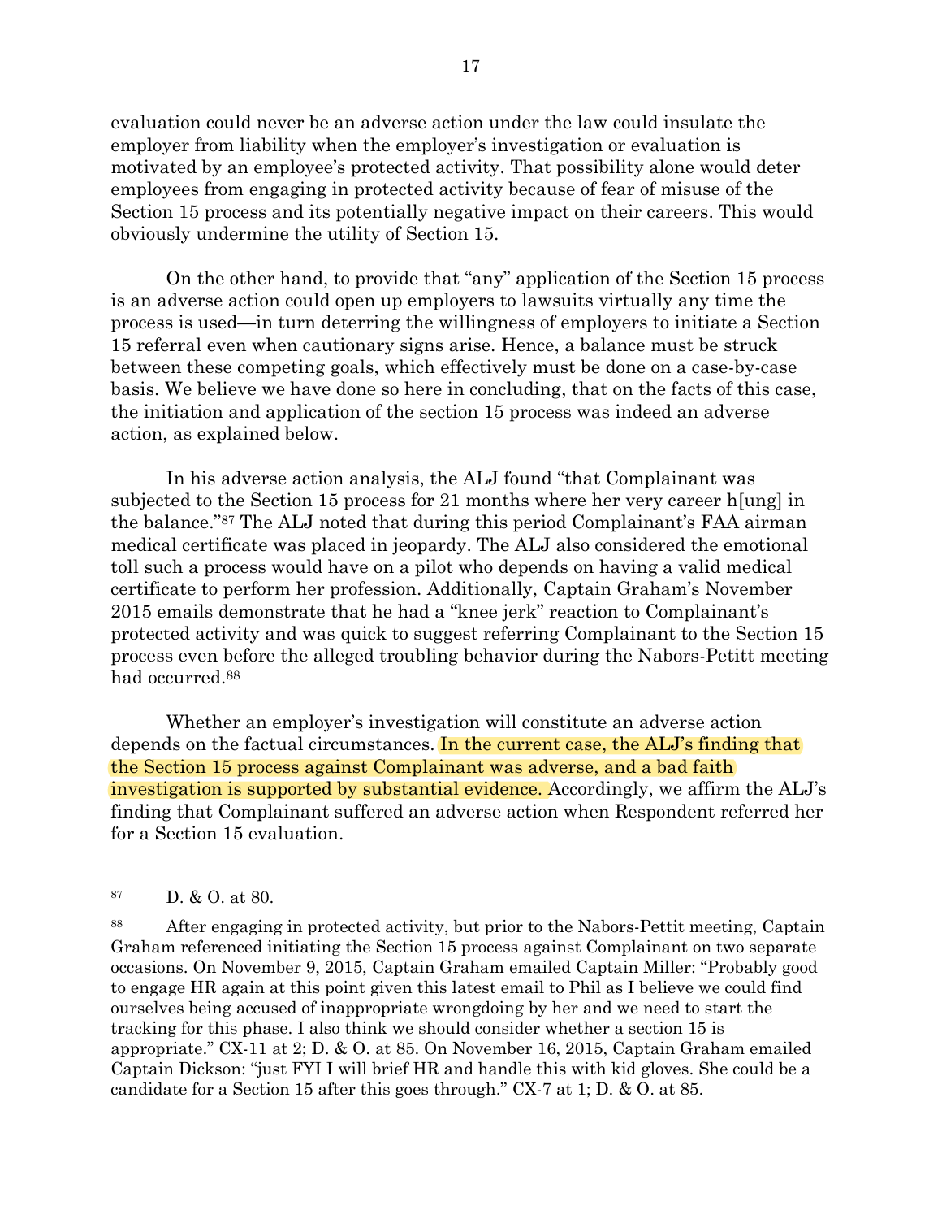evaluation could never be an adverse action under the law could insulate the employer from liability when the employer's investigation or evaluation is motivated by an employee's protected activity. That possibility alone would deter employees from engaging in protected activity because of fear of misuse of the Section 15 process and its potentially negative impact on their careers. This would obviously undermine the utility of Section 15.

On the other hand, to provide that "any" application of the Section 15 process is an adverse action could open up employers to lawsuits virtually any time the process is used—in turn deterring the willingness of employers to initiate a Section 15 referral even when cautionary signs arise. Hence, a balance must be struck between these competing goals, which effectively must be done on a case-by-case basis. We believe we have done so here in concluding, that on the facts of this case, the initiation and application of the section 15 process was indeed an adverse action, as explained below.

In his adverse action analysis, the ALJ found "that Complainant was subjected to the Section 15 process for 21 months where her very career h[ung] in the balance."[87] The ALJ noted that during this period Complainant's FAA airman medical certificate was placed in jeopardy. The ALJ also considered the emotional toll such a process would have on a pilot who depends on having a valid medical certificate to perform her profession. Additionally, Captain Graham's November 2015 emails demonstrate that he had a "knee jerk" reaction to Complainant's protected activity and was quick to suggest referring Complainant to the Section 15 process even before the alleged troubling behavior during the Nabors-Petitt meeting had occurred.[88]

Whether an employer's investigation will constitute an adverse action depends on the factual circumstances. In the current case, the ALJ's finding that the Section 15 process against Complainant was adverse, and a bad faith investigation is supported by substantial evidence. Accordingly, we affirm the ALJ's finding that Complainant suffered an adverse action when Respondent referred her for a Section 15 evaluation.

---

[87] D. & O. at 80.

[88] After engaging in protected activity, but prior to the Nabors-Pettit meeting, Captain Graham referenced initiating the Section 15 process against Complainant on two separate occasions. On November 9, 2015, Captain Graham emailed Captain Miller: "Probably good to engage HR again at this point given this latest email to Phil as I believe we could find ourselves being accused of inappropriate wrongdoing by her and we need to start the tracking for this phase. I also think we should consider whether a section 15 is appropriate." CX-11 at 2; D. & O. at 85. On November 16, 2015, Captain Graham emailed Captain Dickson: "just FYI I will brief HR and handle this with kid gloves. She could be a candidate for a Section 15 after this goes through." CX-7 at 1; D. & O. at 85.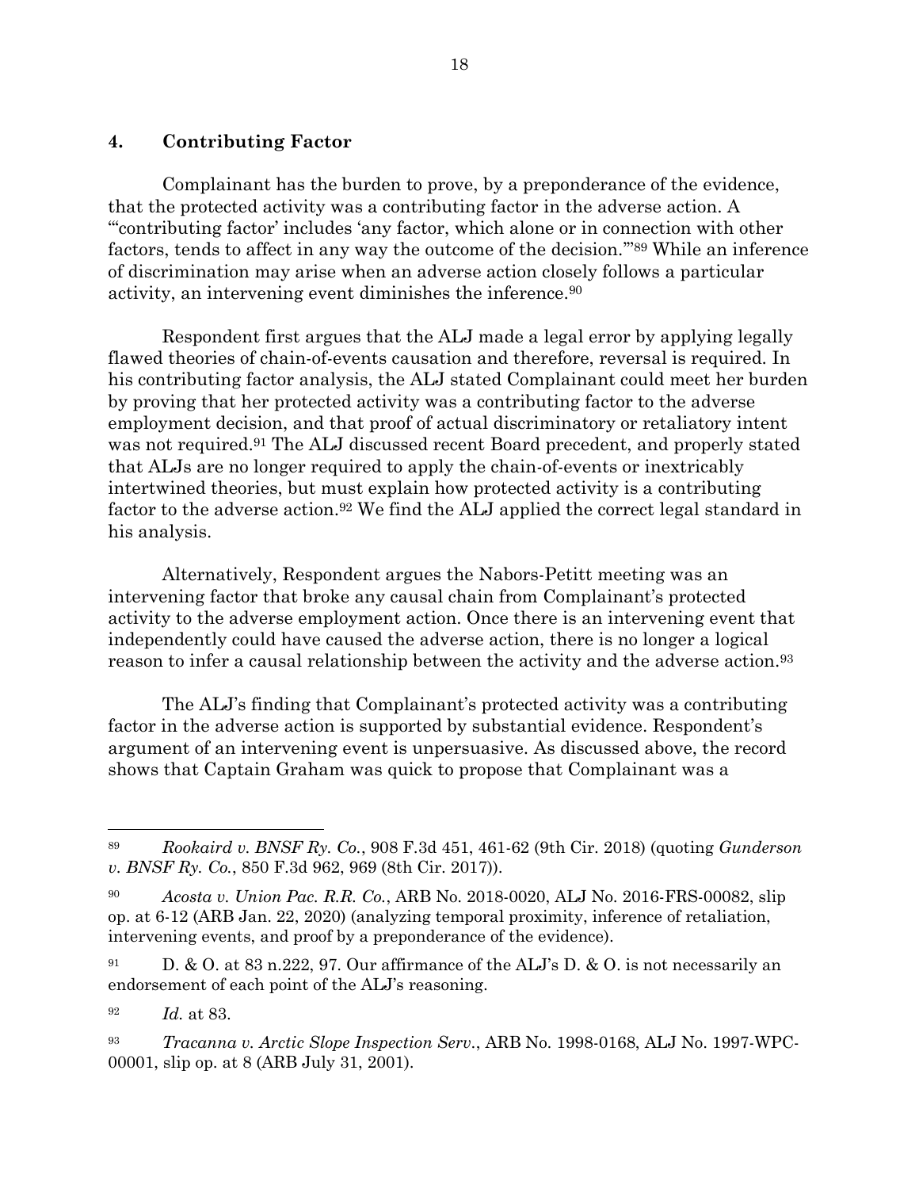### 4. Contributing Factor

Complainant has the burden to prove, by a preponderance of the evidence, that the protected activity was a contributing factor in the adverse action. A "'contributing factor' includes 'any factor, which alone or in connection with other factors, tends to affect in any way the outcome of the decision.'"[89] While an inference of discrimination may arise when an adverse action closely follows a particular activity, an intervening event diminishes the inference.[90]

Respondent first argues that the ALJ made a legal error by applying legally flawed theories of chain-of-events causation and therefore, reversal is required. In his contributing factor analysis, the ALJ stated Complainant could meet her burden by proving that her protected activity was a contributing factor to the adverse employment decision, and that proof of actual discriminatory or retaliatory intent was not required.[91] The ALJ discussed recent Board precedent, and properly stated that ALJs are no longer required to apply the chain-of-events or inextricably intertwined theories, but must explain how protected activity is a contributing factor to the adverse action.[92] We find the ALJ applied the correct legal standard in his analysis.

Alternatively, Respondent argues the Nabors-Petitt meeting was an intervening factor that broke any causal chain from Complainant's protected activity to the adverse employment action. Once there is an intervening event that independently could have caused the adverse action, there is no longer a logical reason to infer a causal relationship between the activity and the adverse action.[93]

The ALJ's finding that Complainant's protected activity was a contributing factor in the adverse action is supported by substantial evidence. Respondent's argument of an intervening event is unpersuasive. As discussed above, the record shows that Captain Graham was quick to propose that Complainant was a

---

[89] *Rookaird v. BNSF Ry. Co.*, 908 F.3d 451, 461-62 (9th Cir. 2018) (quoting *Gunderson v. BNSF Ry. Co.*, 850 F.3d 962, 969 (8th Cir. 2017)).

[90] *Acosta v. Union Pac. R.R. Co.*, ARB No. 2018-0020, ALJ No. 2016-FRS-00082, slip op. at 6-12 (ARB Jan. 22, 2020) (analyzing temporal proximity, inference of retaliation, intervening events, and proof by a preponderance of the evidence).

[91] D. & O. at 83 n.222, 97. Our affirmance of the ALJ's D. & O. is not necessarily an endorsement of each point of the ALJ's reasoning.

[92] *Id.* at 83.

[93] *Tracanna v. Arctic Slope Inspection Serv.*, ARB No. 1998-0168, ALJ No. 1997-WPC-00001, slip op. at 8 (ARB July 31, 2001).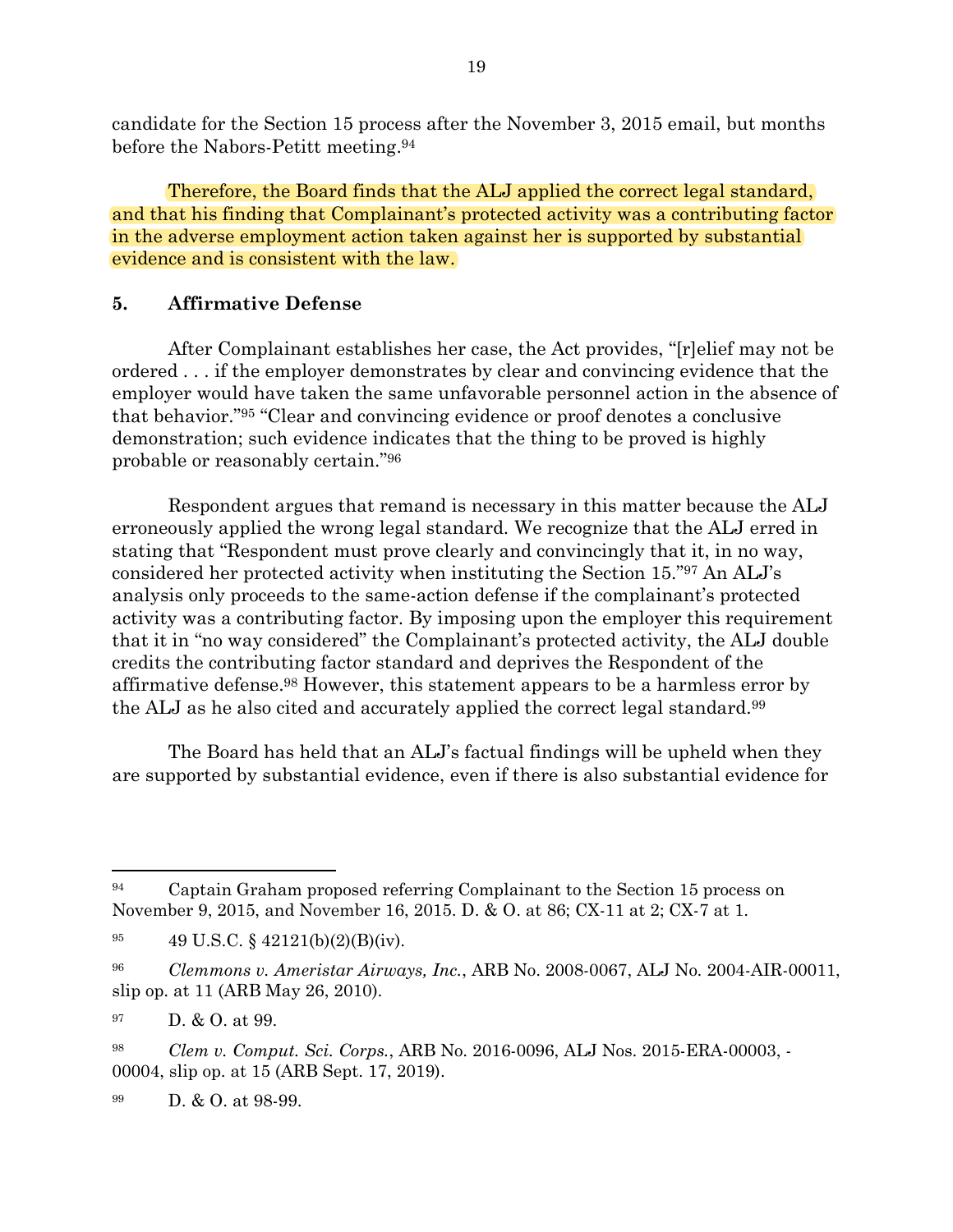candidate for the Section 15 process after the November 3, 2015 email, but months before the Nabors-Petitt meeting.[94]

Therefore, the Board finds that the ALJ applied the correct legal standard, and that his finding that Complainant's protected activity was a contributing factor in the adverse employment action taken against her is supported by substantial evidence and is consistent with the law.

**5. Affirmative Defense**

After Complainant establishes her case, the Act provides, "[r]elief may not be ordered . . . if the employer demonstrates by clear and convincing evidence that the employer would have taken the same unfavorable personnel action in the absence of that behavior."[95] "Clear and convincing evidence or proof denotes a conclusive demonstration; such evidence indicates that the thing to be proved is highly probable or reasonably certain."[96]

Respondent argues that remand is necessary in this matter because the ALJ erroneously applied the wrong legal standard. We recognize that the ALJ erred in stating that "Respondent must prove clearly and convincingly that it, in no way, considered her protected activity when instituting the Section 15."[97] An ALJ's analysis only proceeds to the same-action defense if the complainant's protected activity was a contributing factor. By imposing upon the employer this requirement that it in "no way considered" the Complainant's protected activity, the ALJ double credits the contributing factor standard and deprives the Respondent of the affirmative defense.[98] However, this statement appears to be a harmless error by the ALJ as he also cited and accurately applied the correct legal standard.[99]

The Board has held that an ALJ's factual findings will be upheld when they are supported by substantial evidence, even if there is also substantial evidence for

---

[94] Captain Graham proposed referring Complainant to the Section 15 process on November 9, 2015, and November 16, 2015. D. & O. at 86; CX-11 at 2; CX-7 at 1.

[95] 49 U.S.C. § 42121(b)(2)(B)(iv).

[96] *Clemmons v. Ameristar Airways, Inc.*, ARB No. 2008-0067, ALJ No. 2004-AIR-00011, slip op. at 11 (ARB May 26, 2010).

[97] D. & O. at 99.

[98] *Clem v. Comput. Sci. Corps.*, ARB No. 2016-0096, ALJ Nos. 2015-ERA-00003, -00004, slip op. at 15 (ARB Sept. 17, 2019).

[99] D. & O. at 98-99.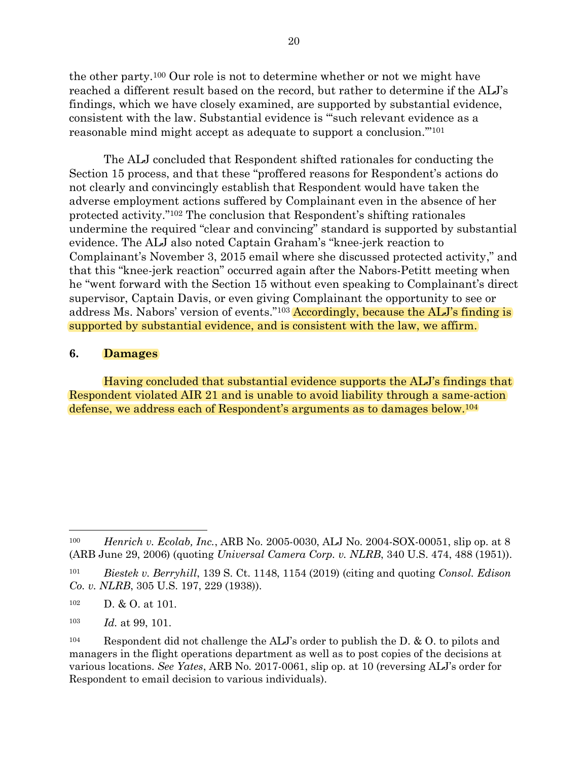the other party.[100] Our role is not to determine whether or not we might have reached a different result based on the record, but rather to determine if the ALJ's findings, which we have closely examined, are supported by substantial evidence, consistent with the law. Substantial evidence is "'such relevant evidence as a reasonable mind might accept as adequate to support a conclusion.'"[101]

The ALJ concluded that Respondent shifted rationales for conducting the Section 15 process, and that these "proffered reasons for Respondent's actions do not clearly and convincingly establish that Respondent would have taken the adverse employment actions suffered by Complainant even in the absence of her protected activity."[102] The conclusion that Respondent's shifting rationales undermine the required "clear and convincing" standard is supported by substantial evidence. The ALJ also noted Captain Graham's "knee-jerk reaction to Complainant's November 3, 2015 email where she discussed protected activity," and that this "knee-jerk reaction" occurred again after the Nabors-Petitt meeting when he "went forward with the Section 15 without even speaking to Complainant's direct supervisor, Captain Davis, or even giving Complainant the opportunity to see or address Ms. Nabors' version of events."[103] Accordingly, because the ALJ's finding is supported by substantial evidence, and is consistent with the law, we affirm.

### 6. Damages

Having concluded that substantial evidence supports the ALJ's findings that Respondent violated AIR 21 and is unable to avoid liability through a same-action defense, we address each of Respondent's arguments as to damages below.[104]

---

[100] *Henrich v. Ecolab, Inc.*, ARB No. 2005-0030, ALJ No. 2004-SOX-00051, slip op. at 8 (ARB June 29, 2006) (quoting *Universal Camera Corp. v. NLRB*, 340 U.S. 474, 488 (1951)).

[101] *Biestek v. Berryhill*, 139 S. Ct. 1148, 1154 (2019) (citing and quoting *Consol. Edison Co. v. NLRB*, 305 U.S. 197, 229 (1938)).

[102] D. & O. at 101.

[103] *Id.* at 99, 101.

[104] Respondent did not challenge the ALJ's order to publish the D. & O. to pilots and managers in the flight operations department as well as to post copies of the decisions at various locations. *See Yates*, ARB No. 2017-0061, slip op. at 10 (reversing ALJ's order for Respondent to email decision to various individuals).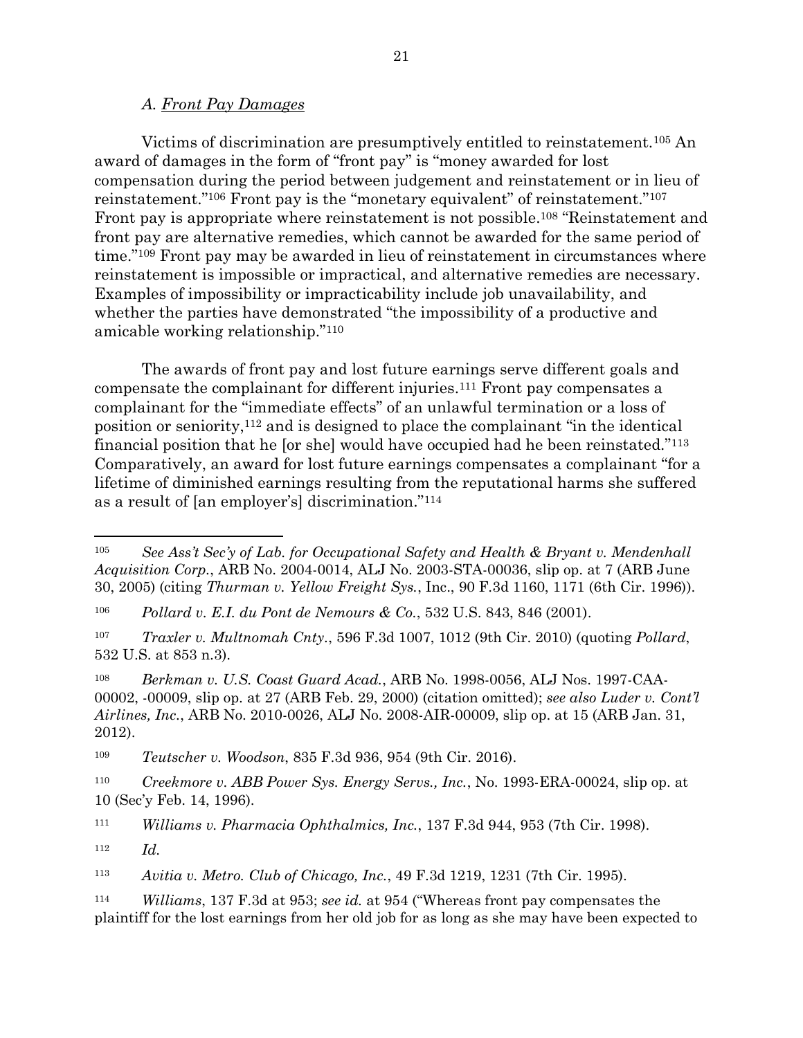### *A. Front Pay Damages*

Victims of discrimination are presumptively entitled to reinstatement.[105] An award of damages in the form of "front pay" is "money awarded for lost compensation during the period between judgement and reinstatement or in lieu of reinstatement."[106] Front pay is the "monetary equivalent" of reinstatement."[107] Front pay is appropriate where reinstatement is not possible.[108] "Reinstatement and front pay are alternative remedies, which cannot be awarded for the same period of time."[109] Front pay may be awarded in lieu of reinstatement in circumstances where reinstatement is impossible or impractical, and alternative remedies are necessary. Examples of impossibility or impracticability include job unavailability, and whether the parties have demonstrated "the impossibility of a productive and amicable working relationship."[110]

The awards of front pay and lost future earnings serve different goals and compensate the complainant for different injuries.[111] Front pay compensates a complainant for the "immediate effects" of an unlawful termination or a loss of position or seniority,[112] and is designed to place the complainant "in the identical financial position that he [or she] would have occupied had he been reinstated."[113] Comparatively, an award for lost future earnings compensates a complainant "for a lifetime of diminished earnings resulting from the reputational harms she suffered as a result of [an employer's] discrimination."[114]

---

[105] *See Ass't Sec'y of Lab. for Occupational Safety and Health & Bryant v. Mendenhall Acquisition Corp.*, ARB No. 2004-0014, ALJ No. 2003-STA-00036, slip op. at 7 (ARB June 30, 2005) (citing *Thurman v. Yellow Freight Sys.*, Inc., 90 F.3d 1160, 1171 (6th Cir. 1996)).

[106] *Pollard v. E.I. du Pont de Nemours & Co.*, 532 U.S. 843, 846 (2001).

[107] *Traxler v. Multnomah Cnty.*, 596 F.3d 1007, 1012 (9th Cir. 2010) (quoting *Pollard*, 532 U.S. at 853 n.3).

[108] *Berkman v. U.S. Coast Guard Acad.*, ARB No. 1998-0056, ALJ Nos. 1997-CAA-00002, -00009, slip op. at 27 (ARB Feb. 29, 2000) (citation omitted); *see also Luder v. Cont'l Airlines, Inc.*, ARB No. 2010-0026, ALJ No. 2008-AIR-00009, slip op. at 15 (ARB Jan. 31, 2012).

[109] *Teutscher v. Woodson*, 835 F.3d 936, 954 (9th Cir. 2016).

[110] *Creekmore v. ABB Power Sys. Energy Servs., Inc.*, No. 1993-ERA-00024, slip op. at 10 (Sec'y Feb. 14, 1996).

[111] *Williams v. Pharmacia Ophthalmics, Inc.*, 137 F.3d 944, 953 (7th Cir. 1998).

[112] *Id.*

[113] *Avitia v. Metro. Club of Chicago, Inc.*, 49 F.3d 1219, 1231 (7th Cir. 1995).

[114] *Williams*, 137 F.3d at 953; *see id.* at 954 ("Whereas front pay compensates the plaintiff for the lost earnings from her old job for as long as she may have been expected to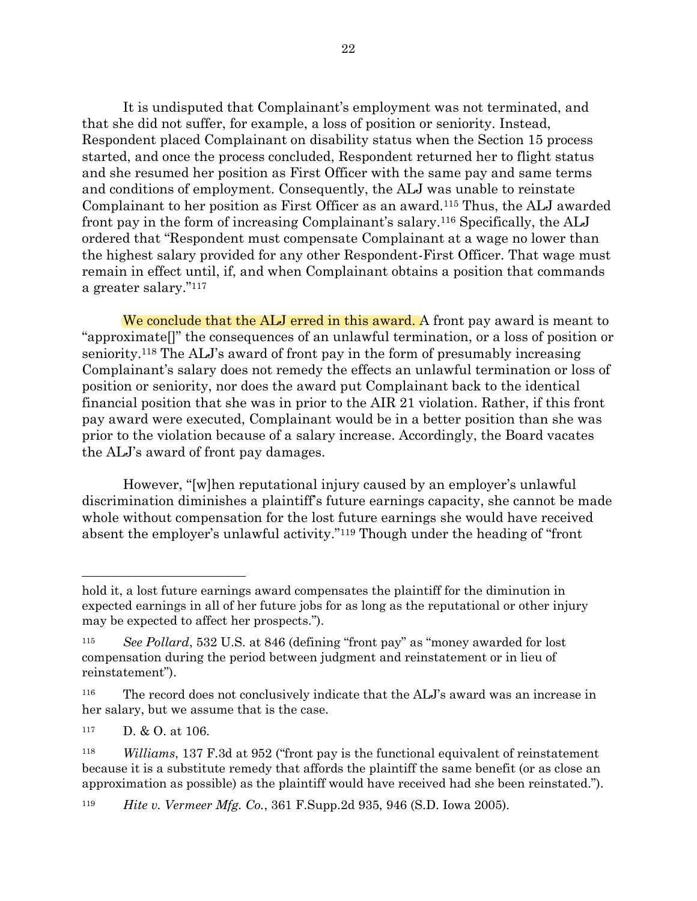It is undisputed that Complainant's employment was not terminated, and that she did not suffer, for example, a loss of position or seniority. Instead, Respondent placed Complainant on disability status when the Section 15 process started, and once the process concluded, Respondent returned her to flight status and she resumed her position as First Officer with the same pay and same terms and conditions of employment. Consequently, the ALJ was unable to reinstate Complainant to her position as First Officer as an award.[115] Thus, the ALJ awarded front pay in the form of increasing Complainant's salary.[116] Specifically, the ALJ ordered that "Respondent must compensate Complainant at a wage no lower than the highest salary provided for any other Respondent-First Officer. That wage must remain in effect until, if, and when Complainant obtains a position that commands a greater salary."[117]

We conclude that the ALJ erred in this award. A front pay award is meant to "approximate[]" the consequences of an unlawful termination, or a loss of position or seniority.[118] The ALJ's award of front pay in the form of presumably increasing Complainant's salary does not remedy the effects an unlawful termination or loss of position or seniority, nor does the award put Complainant back to the identical financial position that she was in prior to the AIR 21 violation. Rather, if this front pay award were executed, Complainant would be in a better position than she was prior to the violation because of a salary increase. Accordingly, the Board vacates the ALJ's award of front pay damages.

However, "[w]hen reputational injury caused by an employer's unlawful discrimination diminishes a plaintiff's future earnings capacity, she cannot be made whole without compensation for the lost future earnings she would have received absent the employer's unlawful activity."[119] Though under the heading of "front

---

hold it, a lost future earnings award compensates the plaintiff for the diminution in expected earnings in all of her future jobs for as long as the reputational or other injury may be expected to affect her prospects.").

[115] *See Pollard*, 532 U.S. at 846 (defining "front pay" as "money awarded for lost compensation during the period between judgment and reinstatement or in lieu of reinstatement").

[116] The record does not conclusively indicate that the ALJ's award was an increase in her salary, but we assume that is the case.

[117] D. & O. at 106.

[118] *Williams*, 137 F.3d at 952 ("front pay is the functional equivalent of reinstatement because it is a substitute remedy that affords the plaintiff the same benefit (or as close an approximation as possible) as the plaintiff would have received had she been reinstated.").

[119] *Hite v. Vermeer Mfg. Co.*, 361 F.Supp.2d 935, 946 (S.D. Iowa 2005).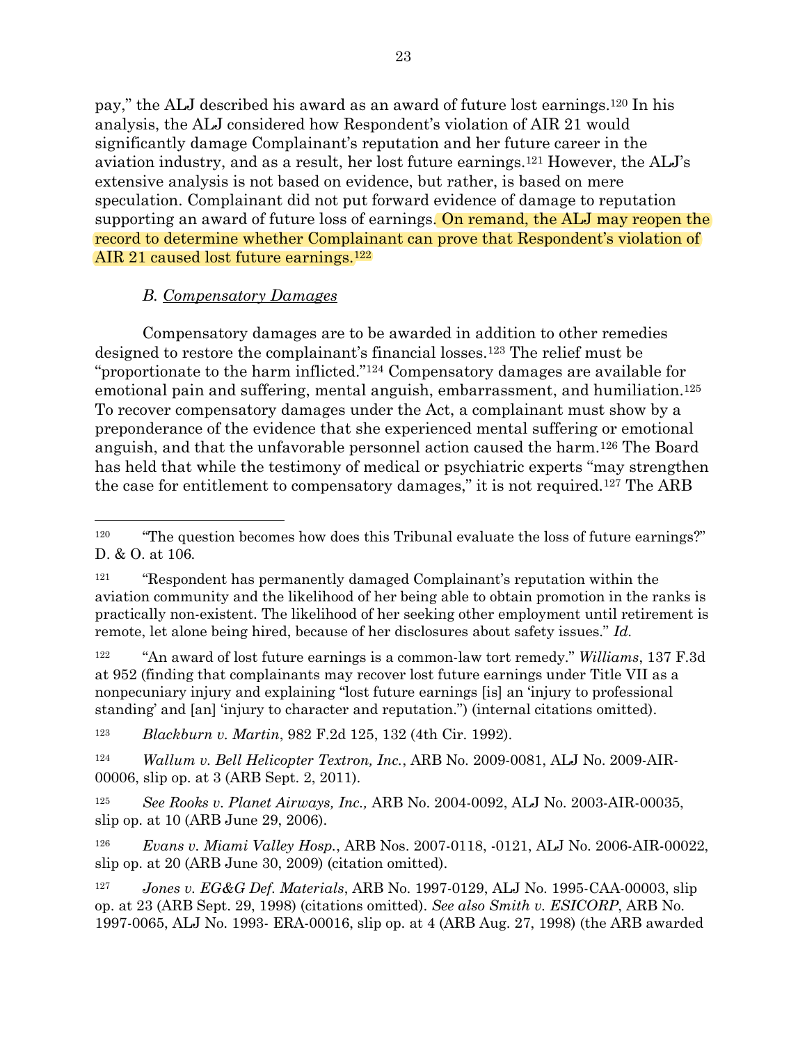pay," the ALJ described his award as an award of future lost earnings.[120] In his analysis, the ALJ considered how Respondent's violation of AIR 21 would significantly damage Complainant's reputation and her future career in the aviation industry, and as a result, her lost future earnings.[121] However, the ALJ's extensive analysis is not based on evidence, but rather, is based on mere speculation. Complainant did not put forward evidence of damage to reputation supporting an award of future loss of earnings. On remand, the ALJ may reopen the record to determine whether Complainant can prove that Respondent's violation of AIR 21 caused lost future earnings.[122]

### B. Compensatory Damages

Compensatory damages are to be awarded in addition to other remedies designed to restore the complainant's financial losses.[123] The relief must be "proportionate to the harm inflicted."[124] Compensatory damages are available for emotional pain and suffering, mental anguish, embarrassment, and humiliation.[125] To recover compensatory damages under the Act, a complainant must show by a preponderance of the evidence that she experienced mental suffering or emotional anguish, and that the unfavorable personnel action caused the harm.[126] The Board has held that while the testimony of medical or psychiatric experts "may strengthen the case for entitlement to compensatory damages," it is not required.[127] The ARB

---

[120] "The question becomes how does this Tribunal evaluate the loss of future earnings?" D. & O. at 106.

[121] "Respondent has permanently damaged Complainant's reputation within the aviation community and the likelihood of her being able to obtain promotion in the ranks is practically non-existent. The likelihood of her seeking other employment until retirement is remote, let alone being hired, because of her disclosures about safety issues." *Id.*

[122] "An award of lost future earnings is a common-law tort remedy." *Williams*, 137 F.3d at 952 (finding that complainants may recover lost future earnings under Title VII as a nonpecuniary injury and explaining "lost future earnings [is] an 'injury to professional standing' and [an] 'injury to character and reputation.") (internal citations omitted).

[123] *Blackburn v. Martin*, 982 F.2d 125, 132 (4th Cir. 1992).

[124] *Wallum v. Bell Helicopter Textron, Inc.*, ARB No. 2009-0081, ALJ No. 2009-AIR-00006, slip op. at 3 (ARB Sept. 2, 2011).

[125] *See Rooks v. Planet Airways, Inc.,* ARB No. 2004-0092, ALJ No. 2003-AIR-00035, slip op. at 10 (ARB June 29, 2006).

[126] *Evans v. Miami Valley Hosp.*, ARB Nos. 2007-0118, -0121, ALJ No. 2006-AIR-00022, slip op. at 20 (ARB June 30, 2009) (citation omitted).

[127] *Jones v. EG&G Def. Materials*, ARB No. 1997-0129, ALJ No. 1995-CAA-00003, slip op. at 23 (ARB Sept. 29, 1998) (citations omitted). *See also Smith v. ESICORP*, ARB No. 1997-0065, ALJ No. 1993- ERA-00016, slip op. at 4 (ARB Aug. 27, 1998) (the ARB awarded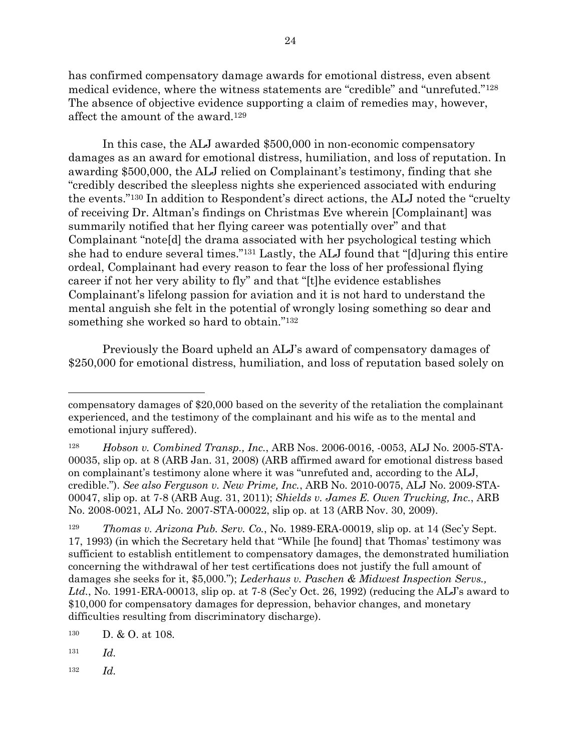has confirmed compensatory damage awards for emotional distress, even absent medical evidence, where the witness statements are "credible" and "unrefuted."[128] The absence of objective evidence supporting a claim of remedies may, however, affect the amount of the award.[129]

In this case, the ALJ awarded $500,000 in non-economic compensatory damages as an award for emotional distress, humiliation, and loss of reputation. In awarding $500,000, the ALJ relied on Complainant's testimony, finding that she "credibly described the sleepless nights she experienced associated with enduring the events."[130] In addition to Respondent's direct actions, the ALJ noted the "cruelty of receiving Dr. Altman's findings on Christmas Eve wherein [Complainant] was summarily notified that her flying career was potentially over" and that Complainant "note[d] the drama associated with her psychological testing which she had to endure several times."[131] Lastly, the ALJ found that "[d]uring this entire ordeal, Complainant had every reason to fear the loss of her professional flying career if not her very ability to fly" and that "[t]he evidence establishes Complainant's lifelong passion for aviation and it is not hard to understand the mental anguish she felt in the potential of wrongly losing something so dear and something she worked so hard to obtain."[132]

Previously the Board upheld an ALJ's award of compensatory damages of $250,000 for emotional distress, humiliation, and loss of reputation based solely on

---

compensatory damages of $20,000 based on the severity of the retaliation the complainant experienced, and the testimony of the complainant and his wife as to the mental and emotional injury suffered).

[128] *Hobson v. Combined Transp., Inc.*, ARB Nos. 2006-0016, -0053, ALJ No. 2005-STA-00035, slip op. at 8 (ARB Jan. 31, 2008) (ARB affirmed award for emotional distress based on complainant's testimony alone where it was "unrefuted and, according to the ALJ, credible."). *See also Ferguson v. New Prime, Inc.*, ARB No. 2010-0075, ALJ No. 2009-STA-00047, slip op. at 7-8 (ARB Aug. 31, 2011); *Shields v. James E. Owen Trucking, Inc.*, ARB No. 2008-0021, ALJ No. 2007-STA-00022, slip op. at 13 (ARB Nov. 30, 2009).

[129] *Thomas v. Arizona Pub. Serv. Co.*, No. 1989-ERA-00019, slip op. at 14 (Sec'y Sept. 17, 1993) (in which the Secretary held that "While [he found] that Thomas' testimony was sufficient to establish entitlement to compensatory damages, the demonstrated humiliation concerning the withdrawal of her test certifications does not justify the full amount of damages she seeks for it, $5,000."); *Lederhaus v. Paschen & Midwest Inspection Servs., Ltd.*, No. 1991-ERA-00013, slip op. at 7-8 (Sec'y Oct. 26, 1992) (reducing the ALJ's award to $10,000 for compensatory damages for depression, behavior changes, and monetary difficulties resulting from discriminatory discharge).

[130] D. & O. at 108.

[131] *Id.*

[132] *Id.*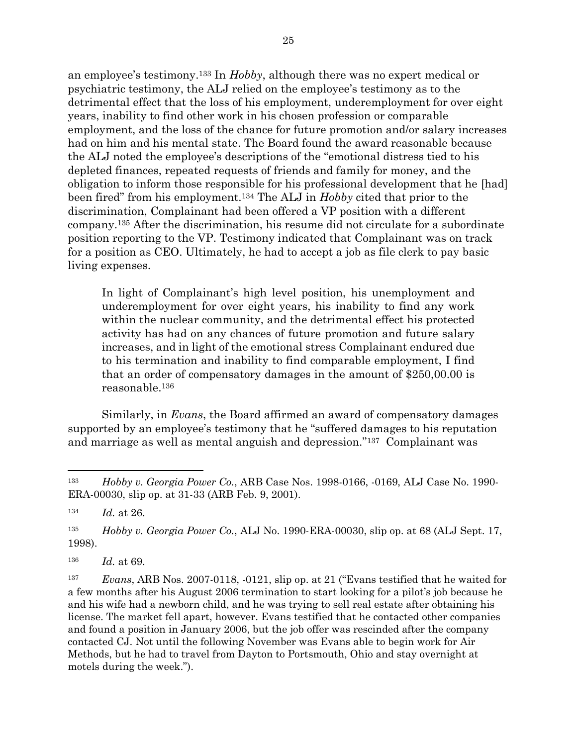an employee's testimony.[133] In *Hobby*, although there was no expert medical or psychiatric testimony, the ALJ relied on the employee's testimony as to the detrimental effect that the loss of his employment, underemployment for over eight years, inability to find other work in his chosen profession or comparable employment, and the loss of the chance for future promotion and/or salary increases had on him and his mental state. The Board found the award reasonable because the ALJ noted the employee's descriptions of the "emotional distress tied to his depleted finances, repeated requests of friends and family for money, and the obligation to inform those responsible for his professional development that he [had] been fired" from his employment.[134] The ALJ in *Hobby* cited that prior to the discrimination, Complainant had been offered a VP position with a different company.[135] After the discrimination, his resume did not circulate for a subordinate position reporting to the VP. Testimony indicated that Complainant was on track for a position as CEO. Ultimately, he had to accept a job as file clerk to pay basic living expenses.

> In light of Complainant's high level position, his unemployment and underemployment for over eight years, his inability to find any work within the nuclear community, and the detrimental effect his protected activity has had on any chances of future promotion and future salary increases, and in light of the emotional stress Complainant endured due to his termination and inability to find comparable employment, I find that an order of compensatory damages in the amount of $250,00.00 is reasonable.[136]

Similarly, in *Evans*, the Board affirmed an award of compensatory damages supported by an employee's testimony that he "suffered damages to his reputation and marriage as well as mental anguish and depression."[137] Complainant was

---

[133] *Hobby v. Georgia Power Co.*, ARB Case Nos. 1998-0166, -0169, ALJ Case No. 1990-ERA-00030, slip op. at 31-33 (ARB Feb. 9, 2001).

[134] *Id.* at 26.

[135] *Hobby v. Georgia Power Co.*, ALJ No. 1990-ERA-00030, slip op. at 68 (ALJ Sept. 17, 1998).

[136] *Id.* at 69.

[137] *Evans*, ARB Nos. 2007-0118, -0121, slip op. at 21 ("Evans testified that he waited for a few months after his August 2006 termination to start looking for a pilot's job because he and his wife had a newborn child, and he was trying to sell real estate after obtaining his license. The market fell apart, however. Evans testified that he contacted other companies and found a position in January 2006, but the job offer was rescinded after the company contacted CJ. Not until the following November was Evans able to begin work for Air Methods, but he had to travel from Dayton to Portsmouth, Ohio and stay overnight at motels during the week.").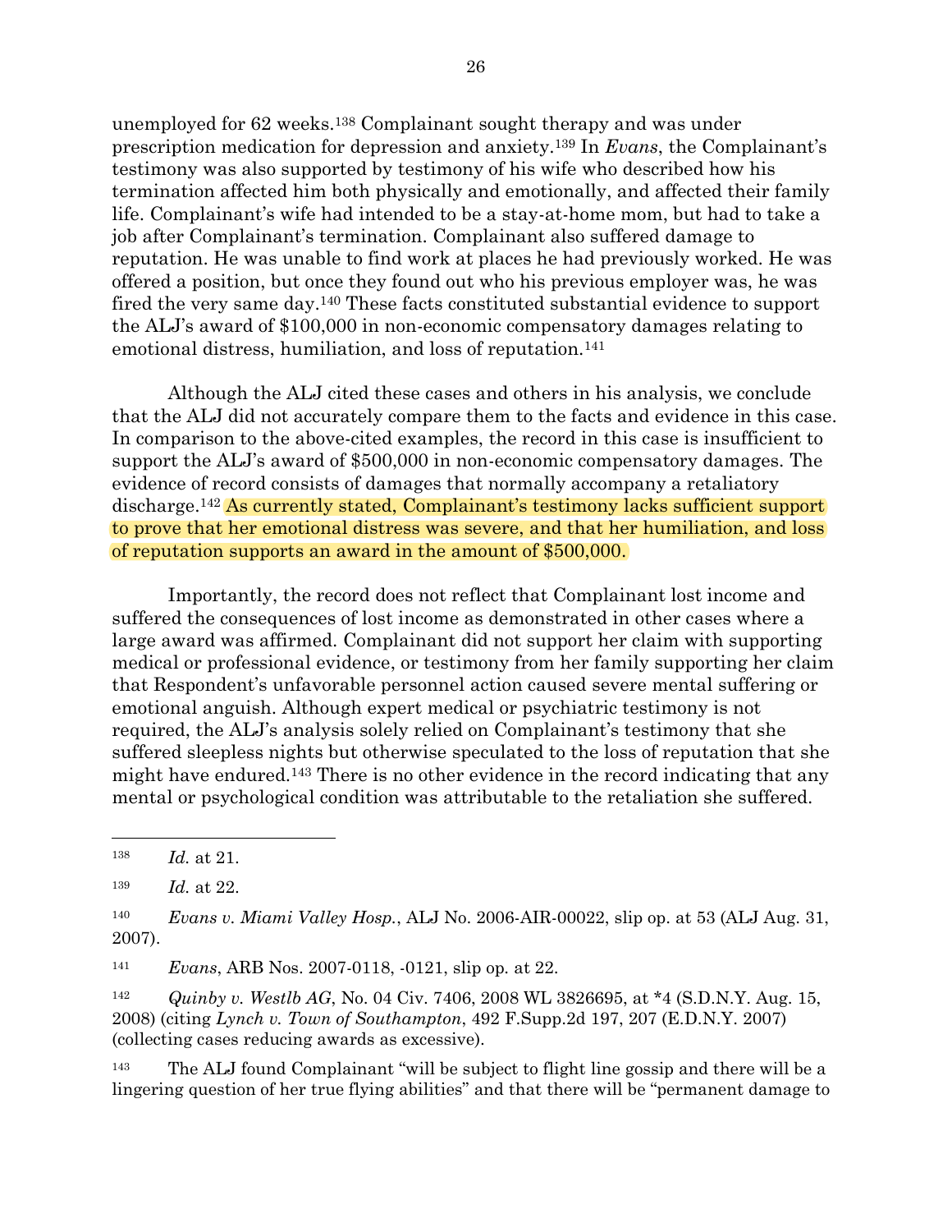unemployed for 62 weeks.[138] Complainant sought therapy and was under prescription medication for depression and anxiety.[139] In *Evans*, the Complainant's testimony was also supported by testimony of his wife who described how his termination affected him both physically and emotionally, and affected their family life. Complainant's wife had intended to be a stay-at-home mom, but had to take a job after Complainant's termination. Complainant also suffered damage to reputation. He was unable to find work at places he had previously worked. He was offered a position, but once they found out who his previous employer was, he was fired the very same day.[140] These facts constituted substantial evidence to support the ALJ's award of $100,000 in non-economic compensatory damages relating to emotional distress, humiliation, and loss of reputation.[141]

Although the ALJ cited these cases and others in his analysis, we conclude that the ALJ did not accurately compare them to the facts and evidence in this case. In comparison to the above-cited examples, the record in this case is insufficient to support the ALJ's award of $500,000 in non-economic compensatory damages. The evidence of record consists of damages that normally accompany a retaliatory discharge.[142] As currently stated, Complainant's testimony lacks sufficient support to prove that her emotional distress was severe, and that her humiliation, and loss of reputation supports an award in the amount of $500,000.

Importantly, the record does not reflect that Complainant lost income and suffered the consequences of lost income as demonstrated in other cases where a large award was affirmed. Complainant did not support her claim with supporting medical or professional evidence, or testimony from her family supporting her claim that Respondent's unfavorable personnel action caused severe mental suffering or emotional anguish. Although expert medical or psychiatric testimony is not required, the ALJ's analysis solely relied on Complainant's testimony that she suffered sleepless nights but otherwise speculated to the loss of reputation that she might have endured.[143] There is no other evidence in the record indicating that any mental or psychological condition was attributable to the retaliation she suffered.

---

[138] *Id.* at 21.

[139] *Id.* at 22.

[140] *Evans v. Miami Valley Hosp.*, ALJ No. 2006-AIR-00022, slip op. at 53 (ALJ Aug. 31, 2007).

[141] *Evans*, ARB Nos. 2007-0118, -0121, slip op. at 22.

[142] *Quinby v. Westlb AG*, No. 04 Civ. 7406, 2008 WL 3826695, at *4 (S.D.N.Y. Aug. 15, 2008) (citing *Lynch v. Town of Southampton*, 492 F.Supp.2d 197, 207 (E.D.N.Y. 2007) (collecting cases reducing awards as excessive).

[143] The ALJ found Complainant "will be subject to flight line gossip and there will be a lingering question of her true flying abilities" and that there will be "permanent damage to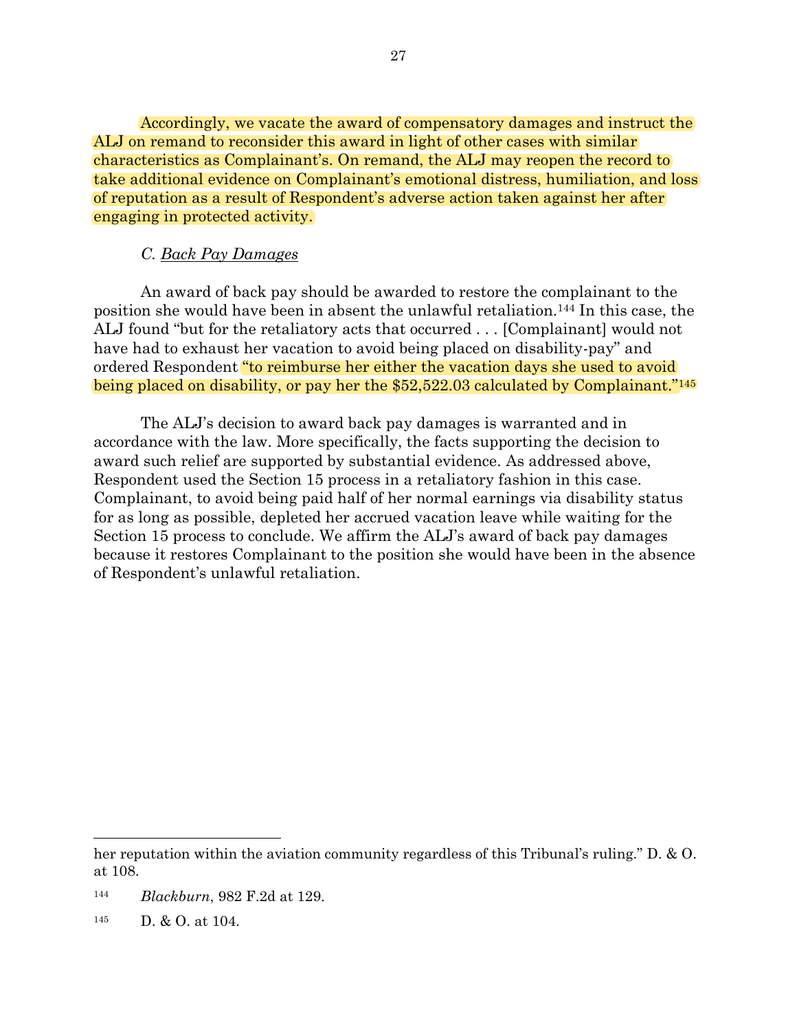Accordingly, we vacate the award of compensatory damages and instruct the ALJ on remand to reconsider this award in light of other cases with similar characteristics as Complainant's. On remand, the ALJ may reopen the record to take additional evidence on Complainant's emotional distress, humiliation, and loss of reputation as a result of Respondent's adverse action taken against her after engaging in protected activity.

### C. Back Pay Damages

An award of back pay should be awarded to restore the complainant to the position she would have been in absent the unlawful retaliation.[144] In this case, the ALJ found "but for the retaliatory acts that occurred . . . [Complainant] would not have had to exhaust her vacation to avoid being placed on disability-pay" and ordered Respondent "to reimburse her either the vacation days she used to avoid being placed on disability, or pay her the $52,522.03 calculated by Complainant."[145]

The ALJ's decision to award back pay damages is warranted and in accordance with the law. More specifically, the facts supporting the decision to award such relief are supported by substantial evidence. As addressed above, Respondent used the Section 15 process in a retaliatory fashion in this case. Complainant, to avoid being paid half of her normal earnings via disability status for as long as possible, depleted her accrued vacation leave while waiting for the Section 15 process to conclude. We affirm the ALJ's award of back pay damages because it restores Complainant to the position she would have been in the absence of Respondent's unlawful retaliation.

---

her reputation within the aviation community regardless of this Tribunal's ruling." D. & O. at 108.

[144] *Blackburn*, 982 F.2d at 129.

[145] D. & O. at 104.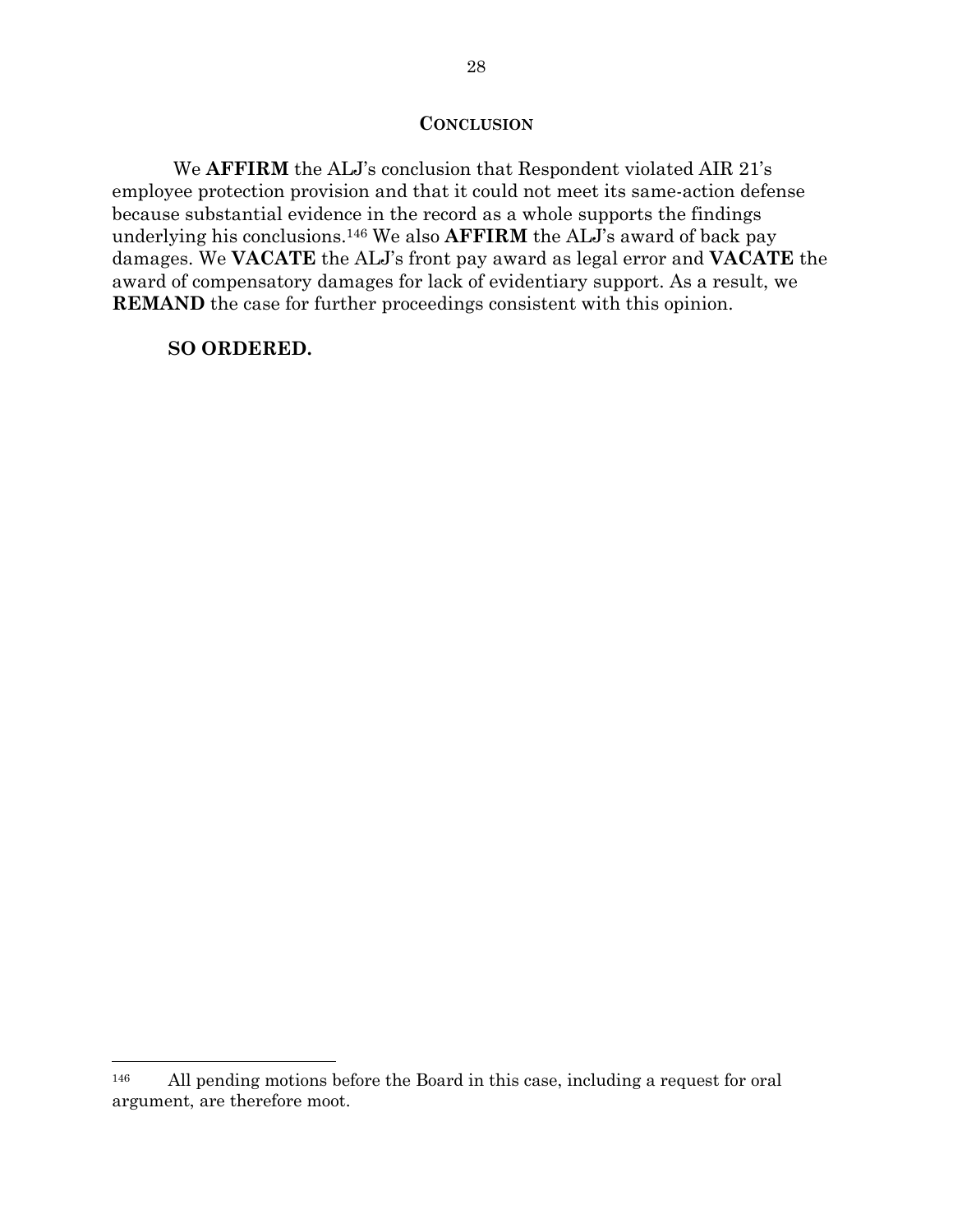## CONCLUSION

We **AFFIRM** the ALJ's conclusion that Respondent violated AIR 21's employee protection provision and that it could not meet its same-action defense because substantial evidence in the record as a whole supports the findings underlying his conclusions.[146] We also **AFFIRM** the ALJ's award of back pay damages. We **VACATE** the ALJ's front pay award as legal error and **VACATE** the award of compensatory damages for lack of evidentiary support. As a result, we **REMAND** the case for further proceedings consistent with this opinion.

**SO ORDERED.**

---

[146] All pending motions before the Board in this case, including a request for oral argument, are therefore moot.